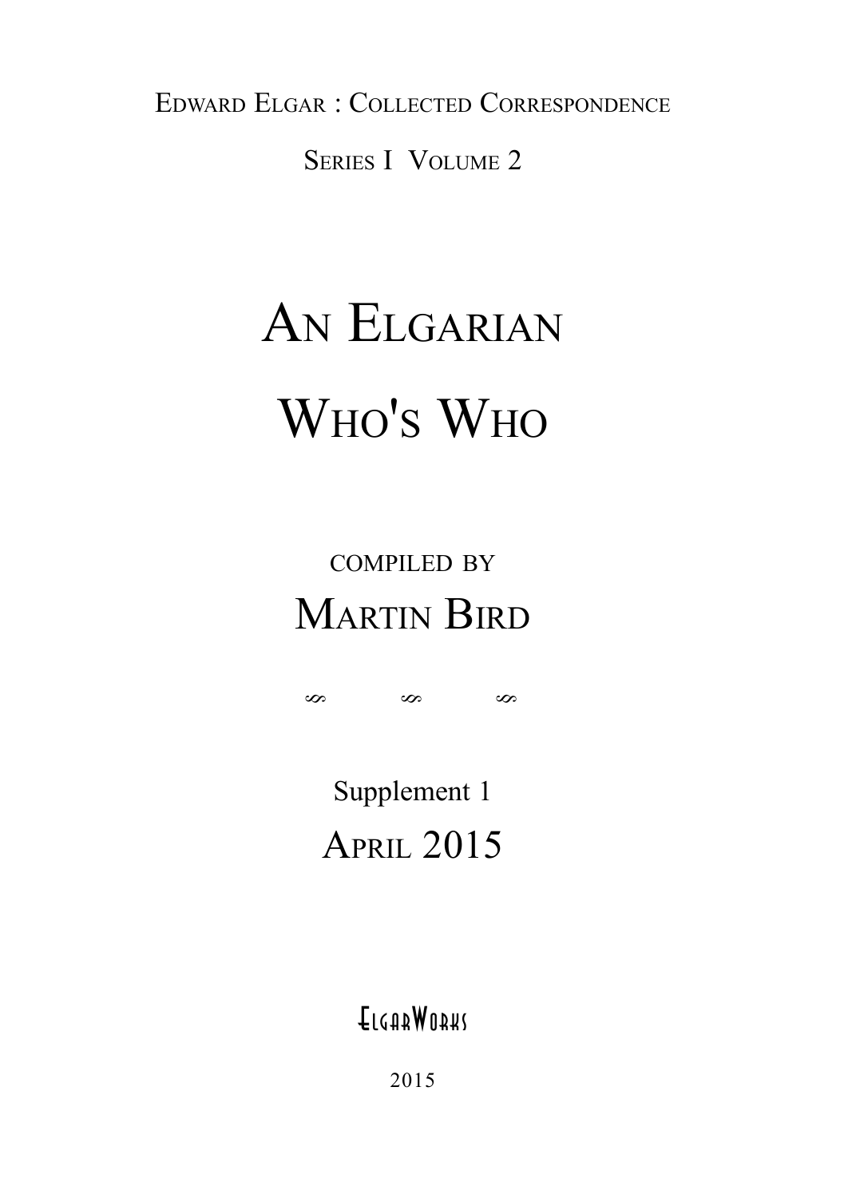Edward Elgar : Collected Correspondence

Series I Volume 2

# An Elgarian Who's Who

compiled by

## Martin Bird

ℴ ℴ ℴ

Supplement 1

April 2015

ElgarWorks

2015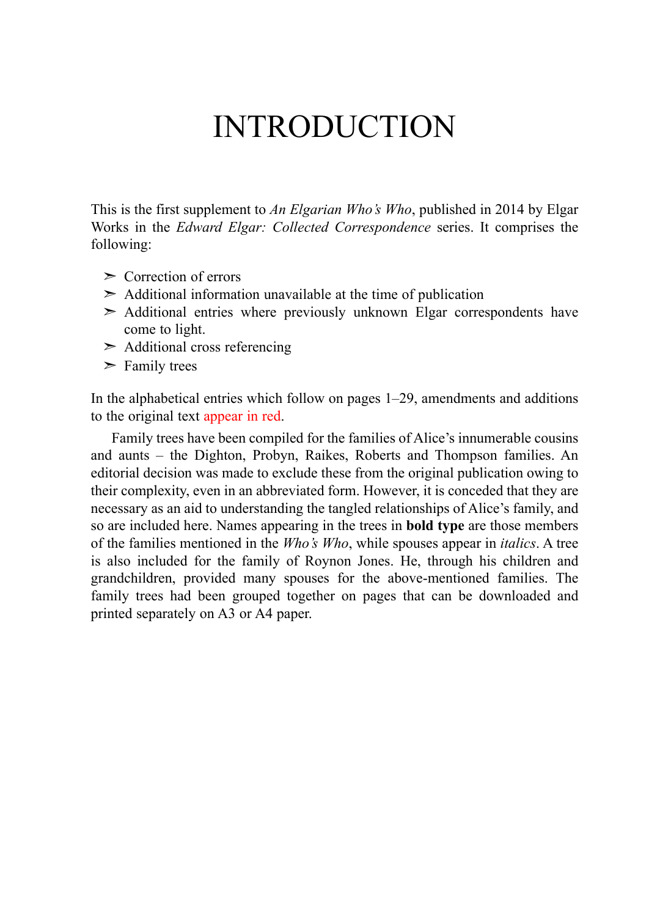# INTRODUCTION

This is the first supplement to *An Elgarian Who's Who*, published in 2014 by Elgar Works in the *Edward Elgar: Collected Correspondence* series. It comprises the following:

- Correction of errors
- Additional information unavailable at the time of publication
- Additional entries where previously unknown Elgar correspondents have come to light.
- Additional cross referencing
- Family trees

In the alphabetical entries which follow on pages 1–29, amendments and additions to the original text appear in red.

Family trees have been compiled for the families of Alice's innumerable cousins and aunts – the Dighton, Probyn, Raikes, Roberts and Thompson families. An editorial decision was made to exclude these from the original publication owing to their complexity, even in an abbreviated form. However, it is conceded that they are necessary as an aid to understanding the tangled relationships of Alice's family, and so are included here. Names appearing in the trees in **bold type** are those members of the families mentioned in the *Who's Who*, while spouses appear in *italics*. A tree is also included for the family of Roynon Jones. He, through his children and grandchildren, provided many spouses for the above-mentioned families. The family trees had been grouped together on pages that can be downloaded and printed separately on A3 or A4 paper.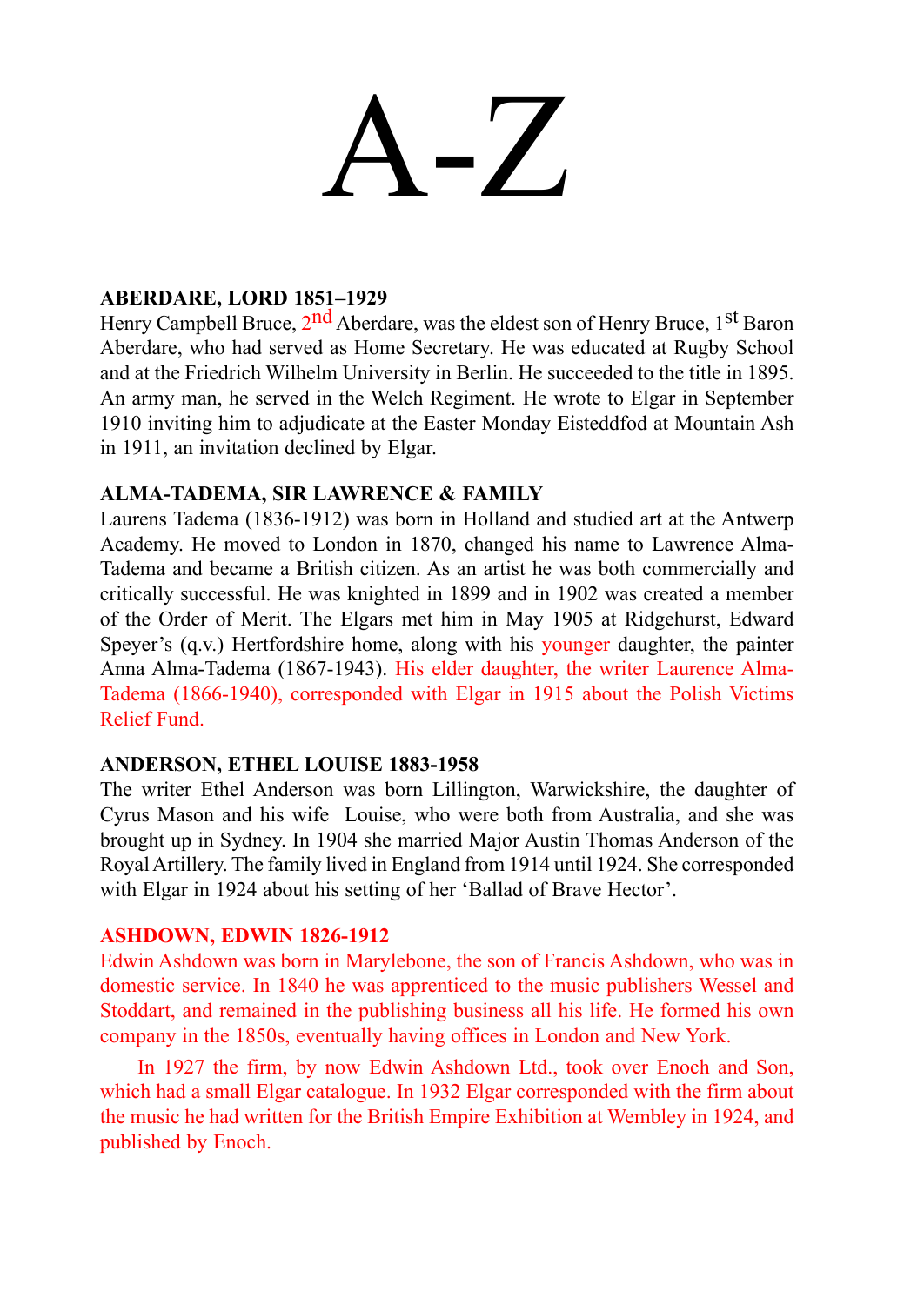# A-Z

**ABERDARE, LORD 1851–1929**

Henry Campbell Bruce, 2nd Aberdare, was the eldest son of Henry Bruce, 1st Baron Aberdare, who had served as Home Secretary. He was educated at Rugby School and at the Friedrich Wilhelm University in Berlin. He succeeded to the title in 1895. An army man, he served in the Welch Regiment. He wrote to Elgar in September 1910 inviting him to adjudicate at the Easter Monday Eisteddfod at Mountain Ash in 1911, an invitation declined by Elgar.

**ALMA-TADEMA, SIR LAWRENCE & FAMILY**

Laurens Tadema (1836-1912) was born in Holland and studied art at the Antwerp Academy. He moved to London in 1870, changed his name to Lawrence Alma-Tadema and became a British citizen. As an artist he was both commercially and critically successful. He was knighted in 1899 and in 1902 was created a member of the Order of Merit. The Elgars met him in May 1905 at Ridgehurst, Edward Speyer's (q.v.) Hertfordshire home, along with his younger daughter, the painter Anna Alma-Tadema (1867-1943). His elder daughter, the writer Laurence Alma-Tadema (1866-1940), corresponded with Elgar in 1915 about the Polish Victims Relief Fund.

**ANDERSON, ETHEL LOUISE 1883-1958**

The writer Ethel Anderson was born Lillington, Warwickshire, the daughter of Cyrus Mason and his wife Louise, who were both from Australia, and she was brought up in Sydney. In 1904 she married Major Austin Thomas Anderson of the Royal Artillery. The family lived in England from 1914 until 1924. She corresponded with Elgar in 1924 about his setting of her 'Ballad of Brave Hector'.

**ASHDOWN, EDWIN 1826-1912**

Edwin Ashdown was born in Marylebone, the son of Francis Ashdown, who was in domestic service. In 1840 he was apprenticed to the music publishers Wessel and Stoddart, and remained in the publishing business all his life. He formed his own company in the 1850s, eventually having offices in London and New York.

In 1927 the firm, by now Edwin Ashdown Ltd., took over Enoch and Son, which had a small Elgar catalogue. In 1932 Elgar corresponded with the firm about the music he had written for the British Empire Exhibition at Wembley in 1924, and published by Enoch.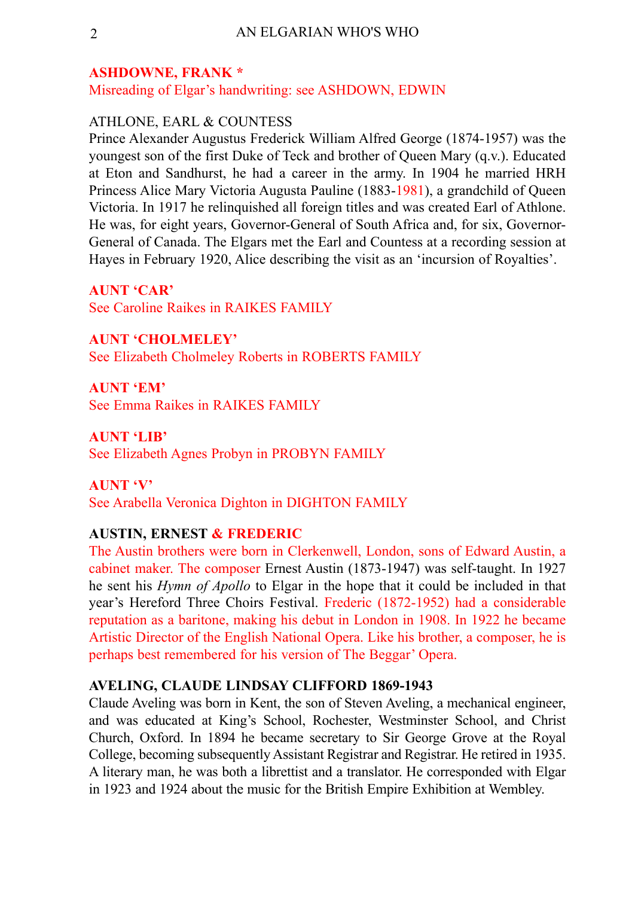**ASHDOWNE, FRANK ***
Misreading of Elgar's handwriting: see ASHDOWN, EDWIN

ATHLONE, EARL & COUNTESS
Prince Alexander Augustus Frederick William Alfred George (1874-1957) was the youngest son of the first Duke of Teck and brother of Queen Mary (q.v.). Educated at Eton and Sandhurst, he had a career in the army. In 1904 he married HRH Princess Alice Mary Victoria Augusta Pauline (1883-1981), a grandchild of Queen Victoria. In 1917 he relinquished all foreign titles and was created Earl of Athlone. He was, for eight years, Governor-General of South Africa and, for six, Governor-General of Canada. The Elgars met the Earl and Countess at a recording session at Hayes in February 1920, Alice describing the visit as an 'incursion of Royalties'.

**AUNT 'CAR'**
See Caroline Raikes in RAIKES FAMILY

**AUNT 'CHOLMELEY'**
See Elizabeth Cholmeley Roberts in ROBERTS FAMILY

**AUNT 'EM'**
See Emma Raikes in RAIKES FAMILY

**AUNT 'LIB'**
See Elizabeth Agnes Probyn in PROBYN FAMILY

**AUNT 'V'**
See Arabella Veronica Dighton in DIGHTON FAMILY

**AUSTIN, ERNEST & FREDERIC**
The Austin brothers were born in Clerkenwell, London, sons of Edward Austin, a cabinet maker. The composer Ernest Austin (1873-1947) was self-taught. In 1927 he sent his *Hymn of Apollo* to Elgar in the hope that it could be included in that year's Hereford Three Choirs Festival. Frederic (1872-1952) had a considerable reputation as a baritone, making his debut in London in 1908. In 1922 he became Artistic Director of the English National Opera. Like his brother, a composer, he is perhaps best remembered for his version of The Beggar' Opera.

**AVELING, CLAUDE LINDSAY CLIFFORD 1869-1943**
Claude Aveling was born in Kent, the son of Steven Aveling, a mechanical engineer, and was educated at King's School, Rochester, Westminster School, and Christ Church, Oxford. In 1894 he became secretary to Sir George Grove at the Royal College, becoming subsequently Assistant Registrar and Registrar. He retired in 1935. A literary man, he was both a librettist and a translator. He corresponded with Elgar in 1923 and 1924 about the music for the British Empire Exhibition at Wembley.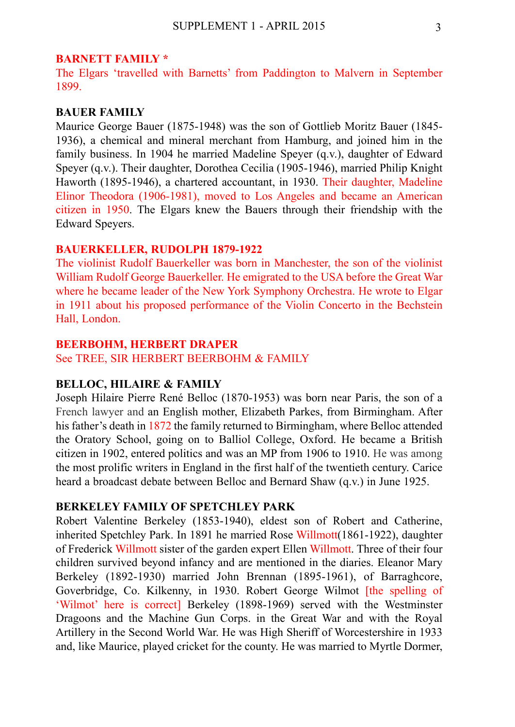**BARNETT FAMILY ***
The Elgars 'travelled with Barnetts' from Paddington to Malvern in September 1899.

**BAUER FAMILY**
Maurice George Bauer (1875-1948) was the son of Gottlieb Moritz Bauer (1845-1936), a chemical and mineral merchant from Hamburg, and joined him in the family business. In 1904 he married Madeline Speyer (q.v.), daughter of Edward Speyer (q.v.). Their daughter, Dorothea Cecilia (1905-1946), married Philip Knight Haworth (1895-1946), a chartered accountant, in 1930. Their daughter, Madeline Elinor Theodora (1906-1981), moved to Los Angeles and became an American citizen in 1950. The Elgars knew the Bauers through their friendship with the Edward Speyers.

**BAUERKELLER, RUDOLPH 1879-1922**
The violinist Rudolf Bauerkeller was born in Manchester, the son of the violinist William Rudolf George Bauerkeller. He emigrated to the USA before the Great War where he became leader of the New York Symphony Orchestra. He wrote to Elgar in 1911 about his proposed performance of the Violin Concerto in the Bechstein Hall, London.

**BEERBOHM, HERBERT DRAPER**
See TREE, SIR HERBERT BEERBOHM & FAMILY

**BELLOC, HILAIRE & FAMILY**
Joseph Hilaire Pierre René Belloc (1870-1953) was born near Paris, the son of a French lawyer and an English mother, Elizabeth Parkes, from Birmingham. After his father's death in 1872 the family returned to Birmingham, where Belloc attended the Oratory School, going on to Balliol College, Oxford. He became a British citizen in 1902, entered politics and was an MP from 1906 to 1910. He was among the most prolific writers in England in the first half of the twentieth century. Carice heard a broadcast debate between Belloc and Bernard Shaw (q.v.) in June 1925.

**BERKELEY FAMILY OF SPETCHLEY PARK**
Robert Valentine Berkeley (1853-1940), eldest son of Robert and Catherine, inherited Spetchley Park. In 1891 he married Rose Willmott(1861-1922), daughter of Frederick Willmott sister of the garden expert Ellen Willmott. Three of their four children survived beyond infancy and are mentioned in the diaries. Eleanor Mary Berkeley (1892-1930) married John Brennan (1895-1961), of Barraghcore, Goverbridge, Co. Kilkenny, in 1930. Robert George Wilmot [the spelling of 'Wilmot' here is correct] Berkeley (1898-1969) served with the Westminster Dragoons and the Machine Gun Corps. in the Great War and with the Royal Artillery in the Second World War. He was High Sheriff of Worcestershire in 1933 and, like Maurice, played cricket for the county. He was married to Myrtle Dormer,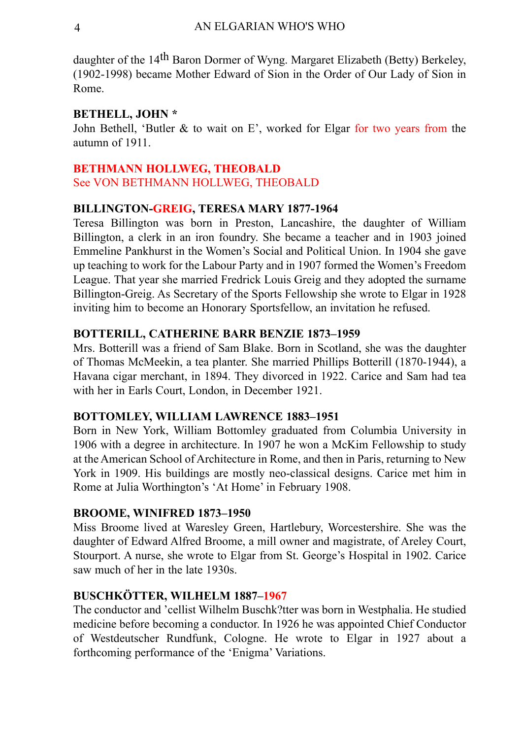daughter of the 14th Baron Dormer of Wyng. Margaret Elizabeth (Betty) Berkeley, (1902-1998) became Mother Edward of Sion in the Order of Our Lady of Sion in Rome.

**BETHELL, JOHN ***

John Bethell, 'Butler & to wait on E', worked for Elgar for two years from the autumn of 1911.

**BETHMANN HOLLWEG, THEOBALD**

See VON BETHMANN HOLLWEG, THEOBALD

**BILLINGTON-GREIG, TERESA MARY 1877-1964**

Teresa Billington was born in Preston, Lancashire, the daughter of William Billington, a clerk in an iron foundry. She became a teacher and in 1903 joined Emmeline Pankhurst in the Women's Social and Political Union. In 1904 she gave up teaching to work for the Labour Party and in 1907 formed the Women's Freedom League. That year she married Fredrick Louis Greig and they adopted the surname Billington-Greig. As Secretary of the Sports Fellowship she wrote to Elgar in 1928 inviting him to become an Honorary Sportsfellow, an invitation he refused.

**BOTTERILL, CATHERINE BARR BENZIE 1873–1959**

Mrs. Botterill was a friend of Sam Blake. Born in Scotland, she was the daughter of Thomas McMeekin, a tea planter. She married Phillips Botterill (1870-1944), a Havana cigar merchant, in 1894. They divorced in 1922. Carice and Sam had tea with her in Earls Court, London, in December 1921.

**BOTTOMLEY, WILLIAM LAWRENCE 1883–1951**

Born in New York, William Bottomley graduated from Columbia University in 1906 with a degree in architecture. In 1907 he won a McKim Fellowship to study at the American School of Architecture in Rome, and then in Paris, returning to New York in 1909. His buildings are mostly neo-classical designs. Carice met him in Rome at Julia Worthington's 'At Home' in February 1908.

**BROOME, WINIFRED 1873–1950**

Miss Broome lived at Waresley Green, Hartlebury, Worcestershire. She was the daughter of Edward Alfred Broome, a mill owner and magistrate, of Areley Court, Stourport. A nurse, she wrote to Elgar from St. George's Hospital in 1902. Carice saw much of her in the late 1930s.

**BUSCHKÖTTER, WILHELM 1887–1967**

The conductor and 'cellist Wilhelm Buschk?tter was born in Westphalia. He studied medicine before becoming a conductor. In 1926 he was appointed Chief Conductor of Westdeutscher Rundfunk, Cologne. He wrote to Elgar in 1927 about a forthcoming performance of the 'Enigma' Variations.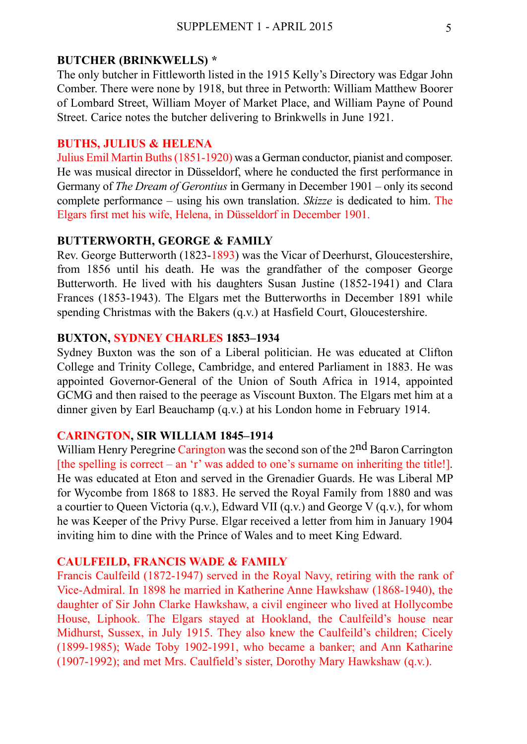**BUTCHER (BRINKWELLS) ***

The only butcher in Fittleworth listed in the 1915 Kelly's Directory was Edgar John Comber. There were none by 1918, but three in Petworth: William Matthew Boorer of Lombard Street, William Moyer of Market Place, and William Payne of Pound Street. Carice notes the butcher delivering to Brinkwells in June 1921.

**BUTHS, JULIUS & HELENA**

Julius Emil Martin Buths (1851-1920) was a German conductor, pianist and composer. He was musical director in Düsseldorf, where he conducted the first performance in Germany of *The Dream of Gerontius* in Germany in December 1901 – only its second complete performance – using his own translation. *Skizze* is dedicated to him. The Elgars first met his wife, Helena, in Düsseldorf in December 1901.

**BUTTERWORTH, GEORGE & FAMILY**

Rev. George Butterworth (1823-1893) was the Vicar of Deerhurst, Gloucestershire, from 1856 until his death. He was the grandfather of the composer George Butterworth. He lived with his daughters Susan Justine (1852-1941) and Clara Frances (1853-1943). The Elgars met the Butterworths in December 1891 while spending Christmas with the Bakers (q.v.) at Hasfield Court, Gloucestershire.

**BUXTON, SYDNEY CHARLES 1853–1934**

Sydney Buxton was the son of a Liberal politician. He was educated at Clifton College and Trinity College, Cambridge, and entered Parliament in 1883. He was appointed Governor-General of the Union of South Africa in 1914, appointed GCMG and then raised to the peerage as Viscount Buxton. The Elgars met him at a dinner given by Earl Beauchamp (q.v.) at his London home in February 1914.

**CARINGTON, SIR WILLIAM 1845–1914**

William Henry Peregrine Carington was the second son of the 2nd Baron Carrington [the spelling is correct – an 'r' was added to one's surname on inheriting the title!]. He was educated at Eton and served in the Grenadier Guards. He was Liberal MP for Wycombe from 1868 to 1883. He served the Royal Family from 1880 and was a courtier to Queen Victoria (q.v.), Edward VII (q.v.) and George V (q.v.), for whom he was Keeper of the Privy Purse. Elgar received a letter from him in January 1904 inviting him to dine with the Prince of Wales and to meet King Edward.

**CAULFEILD, FRANCIS WADE & FAMILY**

Francis Caulfeild (1872-1947) served in the Royal Navy, retiring with the rank of Vice-Admiral. In 1898 he married in Katherine Anne Hawkshaw (1868-1940), the daughter of Sir John Clarke Hawkshaw, a civil engineer who lived at Hollycombe House, Liphook. The Elgars stayed at Hookland, the Caulfeild's house near Midhurst, Sussex, in July 1915. They also knew the Caulfeild's children; Cicely (1899-1985); Wade Toby 1902-1991, who became a banker; and Ann Katharine (1907-1992); and met Mrs. Caulfield's sister, Dorothy Mary Hawkshaw (q.v.).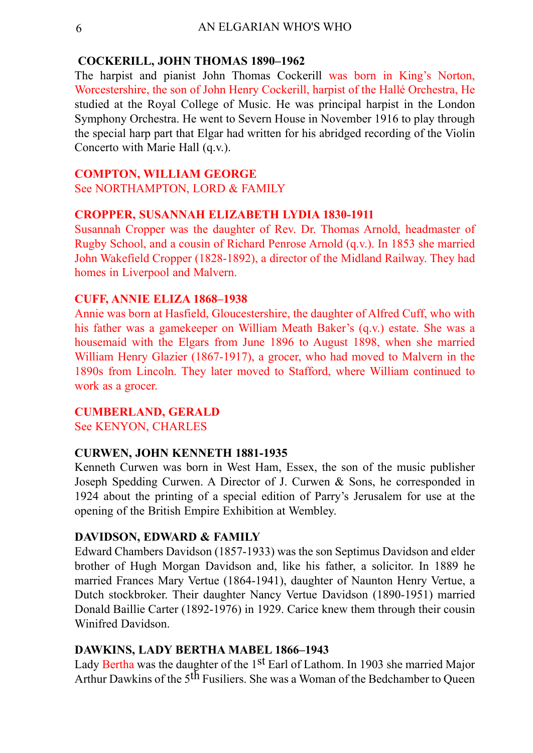### COCKERILL, JOHN THOMAS 1890–1962

The harpist and pianist John Thomas Cockerill was born in King's Norton, Worcestershire, the son of John Henry Cockerill, harpist of the Hallé Orchestra, He studied at the Royal College of Music. He was principal harpist in the London Symphony Orchestra. He went to Severn House in November 1916 to play through the special harp part that Elgar had written for his abridged recording of the Violin Concerto with Marie Hall (q.v.).

### COMPTON, WILLIAM GEORGE

See NORTHAMPTON, LORD & FAMILY

### CROPPER, SUSANNAH ELIZABETH LYDIA 1830-1911

Susannah Cropper was the daughter of Rev. Dr. Thomas Arnold, headmaster of Rugby School, and a cousin of Richard Penrose Arnold (q.v.). In 1853 she married John Wakefield Cropper (1828-1892), a director of the Midland Railway. They had homes in Liverpool and Malvern.

### CUFF, ANNIE ELIZA 1868–1938

Annie was born at Hasfield, Gloucestershire, the daughter of Alfred Cuff, who with his father was a gamekeeper on William Meath Baker's (q.v.) estate. She was a housemaid with the Elgars from June 1896 to August 1898, when she married William Henry Glazier (1867-1917), a grocer, who had moved to Malvern in the 1890s from Lincoln. They later moved to Stafford, where William continued to work as a grocer.

### CUMBERLAND, GERALD

See KENYON, CHARLES

### CURWEN, JOHN KENNETH 1881-1935

Kenneth Curwen was born in West Ham, Essex, the son of the music publisher Joseph Spedding Curwen. A Director of J. Curwen & Sons, he corresponded in 1924 about the printing of a special edition of Parry's Jerusalem for use at the opening of the British Empire Exhibition at Wembley.

### DAVIDSON, EDWARD & FAMILY

Edward Chambers Davidson (1857-1933) was the son Septimus Davidson and elder brother of Hugh Morgan Davidson and, like his father, a solicitor. In 1889 he married Frances Mary Vertue (1864-1941), daughter of Naunton Henry Vertue, a Dutch stockbroker. Their daughter Nancy Vertue Davidson (1890-1951) married Donald Baillie Carter (1892-1976) in 1929. Carice knew them through their cousin Winifred Davidson.

### DAWKINS, LADY BERTHA MABEL 1866–1943

Lady Bertha was the daughter of the 1st Earl of Lathom. In 1903 she married Major Arthur Dawkins of the 5th Fusiliers. She was a Woman of the Bedchamber to Queen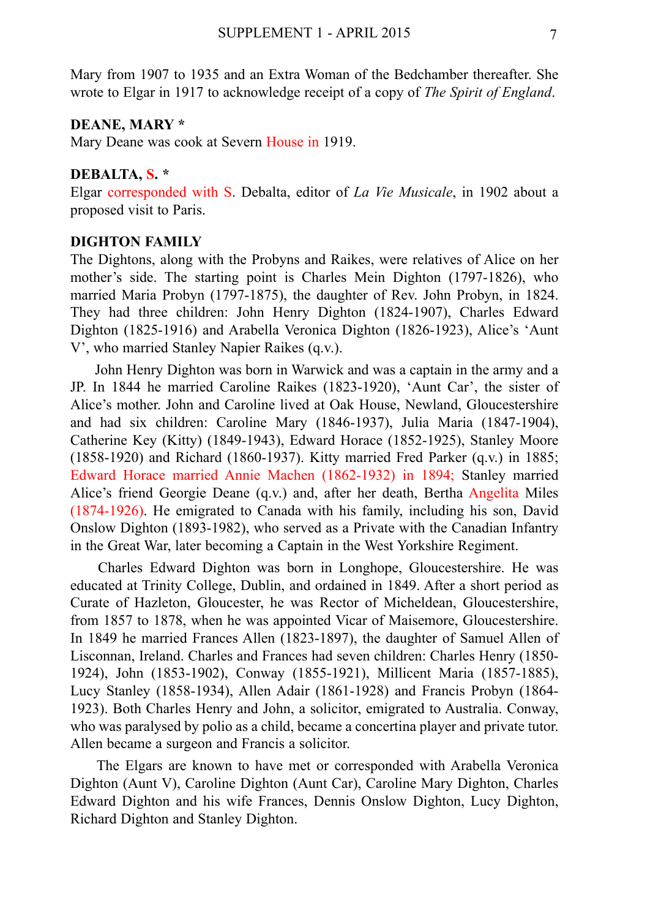Mary from 1907 to 1935 and an Extra Woman of the Bedchamber thereafter. She wrote to Elgar in 1917 to acknowledge receipt of a copy of *The Spirit of England*.

**DEANE, MARY \***

Mary Deane was cook at Severn House in 1919.

**DEBALTA, S. \***

Elgar corresponded with S. Debalta, editor of *La Vie Musicale*, in 1902 about a proposed visit to Paris.

**DIGHTON FAMILY**

The Dightons, along with the Probyns and Raikes, were relatives of Alice on her mother's side. The starting point is Charles Mein Dighton (1797-1826), who married Maria Probyn (1797-1875), the daughter of Rev. John Probyn, in 1824. They had three children: John Henry Dighton (1824-1907), Charles Edward Dighton (1825-1916) and Arabella Veronica Dighton (1826-1923), Alice's 'Aunt V', who married Stanley Napier Raikes (q.v.).

John Henry Dighton was born in Warwick and was a captain in the army and a JP. In 1844 he married Caroline Raikes (1823-1920), 'Aunt Car', the sister of Alice's mother. John and Caroline lived at Oak House, Newland, Gloucestershire and had six children: Caroline Mary (1846-1937), Julia Maria (1847-1904), Catherine Key (Kitty) (1849-1943), Edward Horace (1852-1925), Stanley Moore (1858-1920) and Richard (1860-1937). Kitty married Fred Parker (q.v.) in 1885; Edward Horace married Annie Machen (1862-1932) in 1894; Stanley married Alice's friend Georgie Deane (q.v.) and, after her death, Bertha Angelita Miles (1874-1926). He emigrated to Canada with his family, including his son, David Onslow Dighton (1893-1982), who served as a Private with the Canadian Infantry in the Great War, later becoming a Captain in the West Yorkshire Regiment.

Charles Edward Dighton was born in Longhope, Gloucestershire. He was educated at Trinity College, Dublin, and ordained in 1849. After a short period as Curate of Hazleton, Gloucester, he was Rector of Micheldean, Gloucestershire, from 1857 to 1878, when he was appointed Vicar of Maisemore, Gloucestershire. In 1849 he married Frances Allen (1823-1897), the daughter of Samuel Allen of Lisconnan, Ireland. Charles and Frances had seven children: Charles Henry (1850-1924), John (1853-1902), Conway (1855-1921), Millicent Maria (1857-1885), Lucy Stanley (1858-1934), Allen Adair (1861-1928) and Francis Probyn (1864-1923). Both Charles Henry and John, a solicitor, emigrated to Australia. Conway, who was paralysed by polio as a child, became a concertina player and private tutor. Allen became a surgeon and Francis a solicitor.

The Elgars are known to have met or corresponded with Arabella Veronica Dighton (Aunt V), Caroline Dighton (Aunt Car), Caroline Mary Dighton, Charles Edward Dighton and his wife Frances, Dennis Onslow Dighton, Lucy Dighton, Richard Dighton and Stanley Dighton.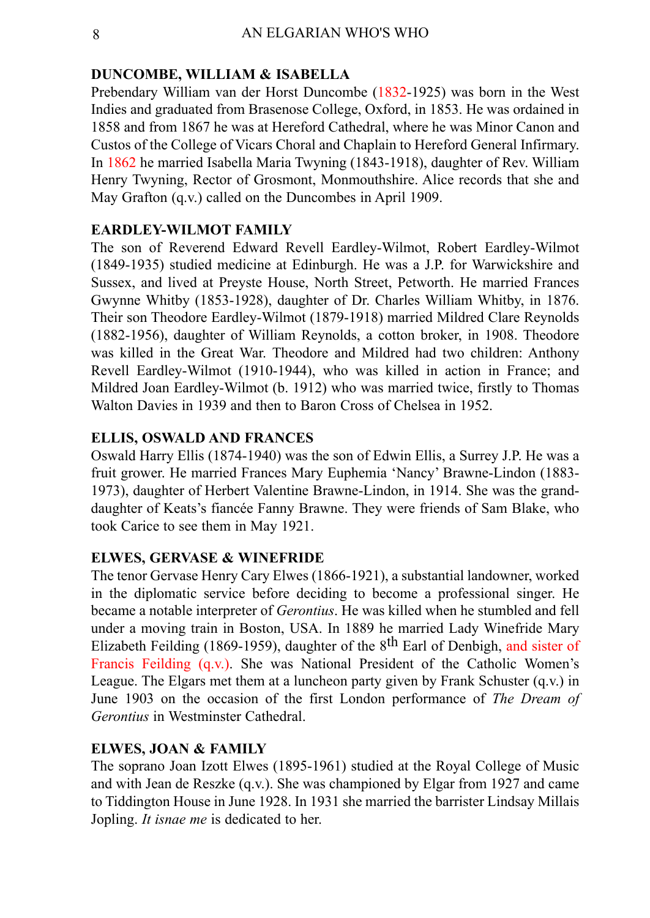### DUNCOMBE, WILLIAM & ISABELLA

Prebendary William van der Horst Duncombe (1832-1925) was born in the West Indies and graduated from Brasenose College, Oxford, in 1853. He was ordained in 1858 and from 1867 he was at Hereford Cathedral, where he was Minor Canon and Custos of the College of Vicars Choral and Chaplain to Hereford General Infirmary. In 1862 he married Isabella Maria Twyning (1843-1918), daughter of Rev. William Henry Twyning, Rector of Grosmont, Monmouthshire. Alice records that she and May Grafton (q.v.) called on the Duncombes in April 1909.

### EARDLEY-WILMOT FAMILY

The son of Reverend Edward Revell Eardley-Wilmot, Robert Eardley-Wilmot (1849-1935) studied medicine at Edinburgh. He was a J.P. for Warwickshire and Sussex, and lived at Preyste House, North Street, Petworth. He married Frances Gwynne Whitby (1853-1928), daughter of Dr. Charles William Whitby, in 1876. Their son Theodore Eardley-Wilmot (1879-1918) married Mildred Clare Reynolds (1882-1956), daughter of William Reynolds, a cotton broker, in 1908. Theodore was killed in the Great War. Theodore and Mildred had two children: Anthony Revell Eardley-Wilmot (1910-1944), who was killed in action in France; and Mildred Joan Eardley-Wilmot (b. 1912) who was married twice, firstly to Thomas Walton Davies in 1939 and then to Baron Cross of Chelsea in 1952.

### ELLIS, OSWALD AND FRANCES

Oswald Harry Ellis (1874-1940) was the son of Edwin Ellis, a Surrey J.P. He was a fruit grower. He married Frances Mary Euphemia 'Nancy' Brawne-Lindon (1883-1973), daughter of Herbert Valentine Brawne-Lindon, in 1914. She was the grand-daughter of Keats's fiancée Fanny Brawne. They were friends of Sam Blake, who took Carice to see them in May 1921.

### ELWES, GERVASE & WINEFRIDE

The tenor Gervase Henry Cary Elwes (1866-1921), a substantial landowner, worked in the diplomatic service before deciding to become a professional singer. He became a notable interpreter of *Gerontius*. He was killed when he stumbled and fell under a moving train in Boston, USA. In 1889 he married Lady Winefride Mary Elizabeth Feilding (1869-1959), daughter of the 8th Earl of Denbigh, and sister of Francis Feilding (q.v.). She was National President of the Catholic Women's League. The Elgars met them at a luncheon party given by Frank Schuster (q.v.) in June 1903 on the occasion of the first London performance of *The Dream of Gerontius* in Westminster Cathedral.

### ELWES, JOAN & FAMILY

The soprano Joan Izott Elwes (1895-1961) studied at the Royal College of Music and with Jean de Reszke (q.v.). She was championed by Elgar from 1927 and came to Tiddington House in June 1928. In 1931 she married the barrister Lindsay Millais Jopling. *It isnae me* is dedicated to her.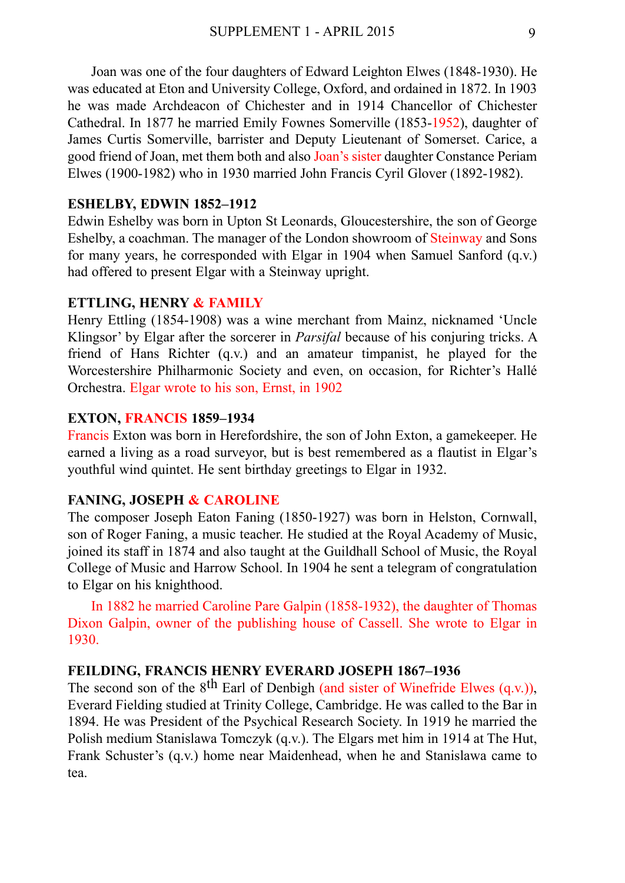Joan was one of the four daughters of Edward Leighton Elwes (1848-1930). He was educated at Eton and University College, Oxford, and ordained in 1872. In 1903 he was made Archdeacon of Chichester and in 1914 Chancellor of Chichester Cathedral. In 1877 he married Emily Fownes Somerville (1853-1952), daughter of James Curtis Somerville, barrister and Deputy Lieutenant of Somerset. Carice, a good friend of Joan, met them both and also Joan's sister daughter Constance Periam Elwes (1900-1982) who in 1930 married John Francis Cyril Glover (1892-1982).

**ESHELBY, EDWIN 1852–1912**

Edwin Eshelby was born in Upton St Leonards, Gloucestershire, the son of George Eshelby, a coachman. The manager of the London showroom of Steinway and Sons for many years, he corresponded with Elgar in 1904 when Samuel Sanford (q.v.) had offered to present Elgar with a Steinway upright.

**ETTLING, HENRY & FAMILY**

Henry Ettling (1854-1908) was a wine merchant from Mainz, nicknamed 'Uncle Klingsor' by Elgar after the sorcerer in *Parsifal* because of his conjuring tricks. A friend of Hans Richter (q.v.) and an amateur timpanist, he played for the Worcestershire Philharmonic Society and even, on occasion, for Richter's Hallé Orchestra. Elgar wrote to his son, Ernst, in 1902

**EXTON, FRANCIS 1859–1934**

Francis Exton was born in Herefordshire, the son of John Exton, a gamekeeper. He earned a living as a road surveyor, but is best remembered as a flautist in Elgar's youthful wind quintet. He sent birthday greetings to Elgar in 1932.

**FANING, JOSEPH & CAROLINE**

The composer Joseph Eaton Faning (1850-1927) was born in Helston, Cornwall, son of Roger Faning, a music teacher. He studied at the Royal Academy of Music, joined its staff in 1874 and also taught at the Guildhall School of Music, the Royal College of Music and Harrow School. In 1904 he sent a telegram of congratulation to Elgar on his knighthood.

In 1882 he married Caroline Pare Galpin (1858-1932), the daughter of Thomas Dixon Galpin, owner of the publishing house of Cassell. She wrote to Elgar in 1930.

**FEILDING, FRANCIS HENRY EVERARD JOSEPH 1867–1936**

The second son of the 8th Earl of Denbigh (and sister of Winefride Elwes (q.v.)), Everard Fielding studied at Trinity College, Cambridge. He was called to the Bar in 1894. He was President of the Psychical Research Society. In 1919 he married the Polish medium Stanislawa Tomczyk (q.v.). The Elgars met him in 1914 at The Hut, Frank Schuster's (q.v.) home near Maidenhead, when he and Stanislawa came to tea.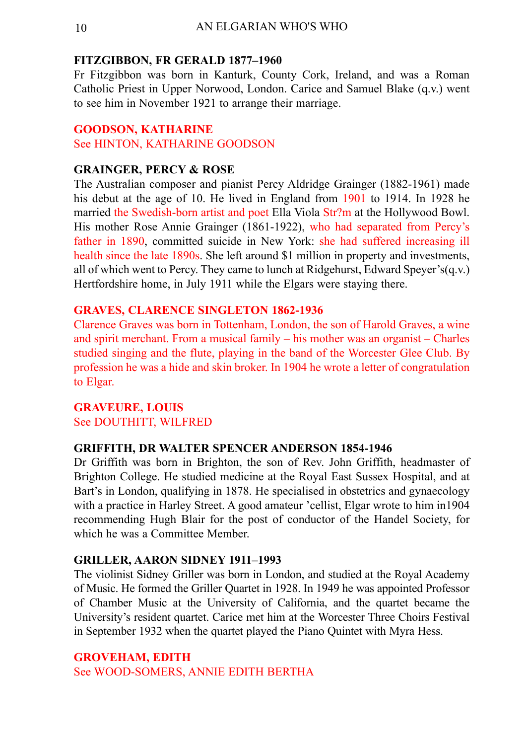**FITZGIBBON, FR GERALD 1877–1960**
Fr Fitzgibbon was born in Kanturk, County Cork, Ireland, and was a Roman Catholic Priest in Upper Norwood, London. Carice and Samuel Blake (q.v.) went to see him in November 1921 to arrange their marriage.

**GOODSON, KATHARINE**
See HINTON, KATHARINE GOODSON

**GRAINGER, PERCY & ROSE**
The Australian composer and pianist Percy Aldridge Grainger (1882-1961) made his debut at the age of 10. He lived in England from 1901 to 1914. In 1928 he married the Swedish-born artist and poet Ella Viola Str?m at the Hollywood Bowl. His mother Rose Annie Grainger (1861-1922), who had separated from Percy's father in 1890, committed suicide in New York: she had suffered increasing ill health since the late 1890s. She left around $1 million in property and investments, all of which went to Percy. They came to lunch at Ridgehurst, Edward Speyer's(q.v.) Hertfordshire home, in July 1911 while the Elgars were staying there.

**GRAVES, CLARENCE SINGLETON 1862-1936**
Clarence Graves was born in Tottenham, London, the son of Harold Graves, a wine and spirit merchant. From a musical family – his mother was an organist – Charles studied singing and the flute, playing in the band of the Worcester Glee Club. By profession he was a hide and skin broker. In 1904 he wrote a letter of congratulation to Elgar.

**GRAVEURE, LOUIS**
See DOUTHITT, WILFRED

**GRIFFITH, DR WALTER SPENCER ANDERSON 1854-1946**
Dr Griffith was born in Brighton, the son of Rev. John Griffith, headmaster of Brighton College. He studied medicine at the Royal East Sussex Hospital, and at Bart's in London, qualifying in 1878. He specialised in obstetrics and gynaecology with a practice in Harley Street. A good amateur 'cellist, Elgar wrote to him in1904 recommending Hugh Blair for the post of conductor of the Handel Society, for which he was a Committee Member.

**GRILLER, AARON SIDNEY 1911–1993**
The violinist Sidney Griller was born in London, and studied at the Royal Academy of Music. He formed the Griller Quartet in 1928. In 1949 he was appointed Professor of Chamber Music at the University of California, and the quartet became the University's resident quartet. Carice met him at the Worcester Three Choirs Festival in September 1932 when the quartet played the Piano Quintet with Myra Hess.

**GROVEHAM, EDITH**
See WOOD-SOMERS, ANNIE EDITH BERTHA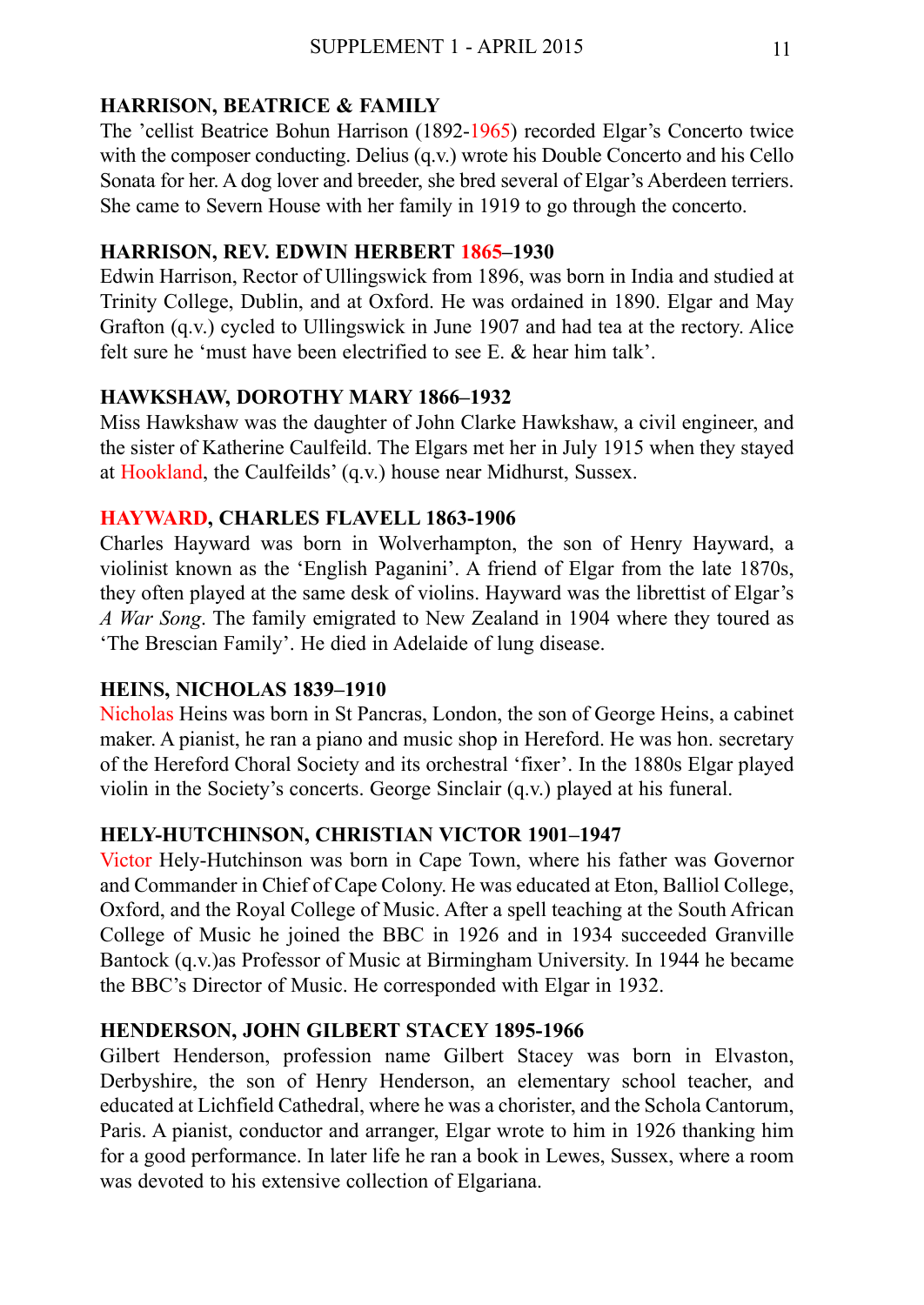**HARRISON, BEATRICE & FAMILY**

The 'cellist Beatrice Bohun Harrison (1892-1965) recorded Elgar's Concerto twice with the composer conducting. Delius (q.v.) wrote his Double Concerto and his Cello Sonata for her. A dog lover and breeder, she bred several of Elgar's Aberdeen terriers. She came to Severn House with her family in 1919 to go through the concerto.

**HARRISON, REV. EDWIN HERBERT 1865–1930**

Edwin Harrison, Rector of Ullingswick from 1896, was born in India and studied at Trinity College, Dublin, and at Oxford. He was ordained in 1890. Elgar and May Grafton (q.v.) cycled to Ullingswick in June 1907 and had tea at the rectory. Alice felt sure he 'must have been electrified to see E. & hear him talk'.

**HAWKSHAW, DOROTHY MARY 1866–1932**

Miss Hawkshaw was the daughter of John Clarke Hawkshaw, a civil engineer, and the sister of Katherine Caulfeild. The Elgars met her in July 1915 when they stayed at Hookland, the Caulfeilds' (q.v.) house near Midhurst, Sussex.

**HAYWARD, CHARLES FLAVELL 1863-1906**

Charles Hayward was born in Wolverhampton, the son of Henry Hayward, a violinist known as the 'English Paganini'. A friend of Elgar from the late 1870s, they often played at the same desk of violins. Hayward was the librettist of Elgar's *A War Song*. The family emigrated to New Zealand in 1904 where they toured as 'The Brescian Family'. He died in Adelaide of lung disease.

**HEINS, NICHOLAS 1839–1910**

Nicholas Heins was born in St Pancras, London, the son of George Heins, a cabinet maker. A pianist, he ran a piano and music shop in Hereford. He was hon. secretary of the Hereford Choral Society and its orchestral 'fixer'. In the 1880s Elgar played violin in the Society's concerts. George Sinclair (q.v.) played at his funeral.

**HELY-HUTCHINSON, CHRISTIAN VICTOR 1901–1947**

Victor Hely-Hutchinson was born in Cape Town, where his father was Governor and Commander in Chief of Cape Colony. He was educated at Eton, Balliol College, Oxford, and the Royal College of Music. After a spell teaching at the South African College of Music he joined the BBC in 1926 and in 1934 succeeded Granville Bantock (q.v.)as Professor of Music at Birmingham University. In 1944 he became the BBC's Director of Music. He corresponded with Elgar in 1932.

**HENDERSON, JOHN GILBERT STACEY 1895-1966**

Gilbert Henderson, profession name Gilbert Stacey was born in Elvaston, Derbyshire, the son of Henry Henderson, an elementary school teacher, and educated at Lichfield Cathedral, where he was a chorister, and the Schola Cantorum, Paris. A pianist, conductor and arranger, Elgar wrote to him in 1926 thanking him for a good performance. In later life he ran a book in Lewes, Sussex, where a room was devoted to his extensive collection of Elgariana.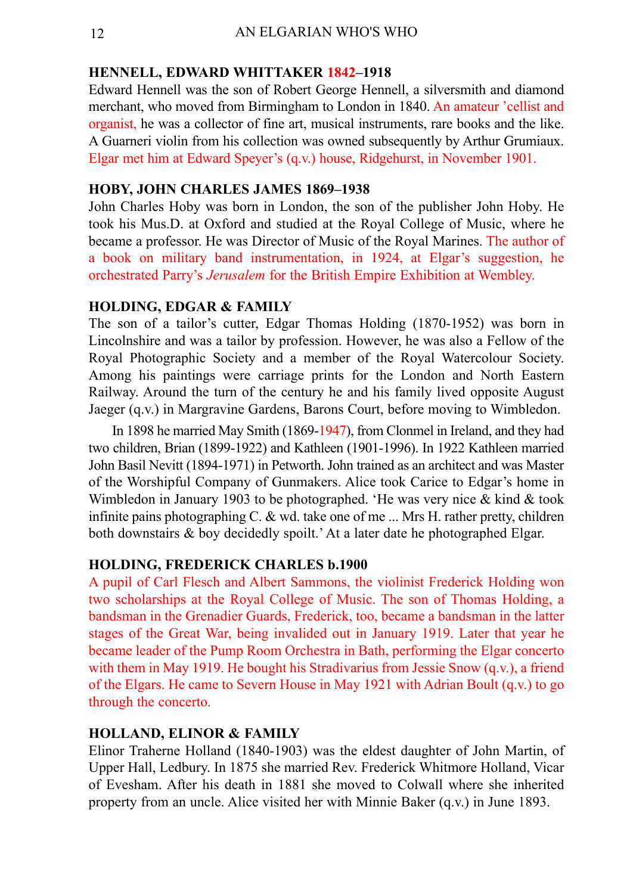### HENNELL, EDWARD WHITTAKER 1842–1918

Edward Hennell was the son of Robert George Hennell, a silversmith and diamond merchant, who moved from Birmingham to London in 1840. An amateur 'cellist and organist, he was a collector of fine art, musical instruments, rare books and the like. A Guarneri violin from his collection was owned subsequently by Arthur Grumiaux. Elgar met him at Edward Speyer's (q.v.) house, Ridgehurst, in November 1901.

### HOBY, JOHN CHARLES JAMES 1869–1938

John Charles Hoby was born in London, the son of the publisher John Hoby. He took his Mus.D. at Oxford and studied at the Royal College of Music, where he became a professor. He was Director of Music of the Royal Marines. The author of a book on military band instrumentation, in 1924, at Elgar's suggestion, he orchestrated Parry's *Jerusalem* for the British Empire Exhibition at Wembley.

### HOLDING, EDGAR & FAMILY

The son of a tailor's cutter, Edgar Thomas Holding (1870-1952) was born in Lincolnshire and was a tailor by profession. However, he was also a Fellow of the Royal Photographic Society and a member of the Royal Watercolour Society. Among his paintings were carriage prints for the London and North Eastern Railway. Around the turn of the century he and his family lived opposite August Jaeger (q.v.) in Margravine Gardens, Barons Court, before moving to Wimbledon.

In 1898 he married May Smith (1869-1947), from Clonmel in Ireland, and they had two children, Brian (1899-1922) and Kathleen (1901-1996). In 1922 Kathleen married John Basil Nevitt (1894-1971) in Petworth. John trained as an architect and was Master of the Worshipful Company of Gunmakers. Alice took Carice to Edgar's home in Wimbledon in January 1903 to be photographed. 'He was very nice & kind & took infinite pains photographing C. & wd. take one of me ... Mrs H. rather pretty, children both downstairs & boy decidedly spoilt.' At a later date he photographed Elgar.

### HOLDING, FREDERICK CHARLES b.1900

A pupil of Carl Flesch and Albert Sammons, the violinist Frederick Holding won two scholarships at the Royal College of Music. The son of Thomas Holding, a bandsman in the Grenadier Guards, Frederick, too, became a bandsman in the latter stages of the Great War, being invalided out in January 1919. Later that year he became leader of the Pump Room Orchestra in Bath, performing the Elgar concerto with them in May 1919. He bought his Stradivarius from Jessie Snow (q.v.), a friend of the Elgars. He came to Severn House in May 1921 with Adrian Boult (q.v.) to go through the concerto.

### HOLLAND, ELINOR & FAMILY

Elinor Traherne Holland (1840-1903) was the eldest daughter of John Martin, of Upper Hall, Ledbury. In 1875 she married Rev. Frederick Whitmore Holland, Vicar of Evesham. After his death in 1881 she moved to Colwall where she inherited property from an uncle. Alice visited her with Minnie Baker (q.v.) in June 1893.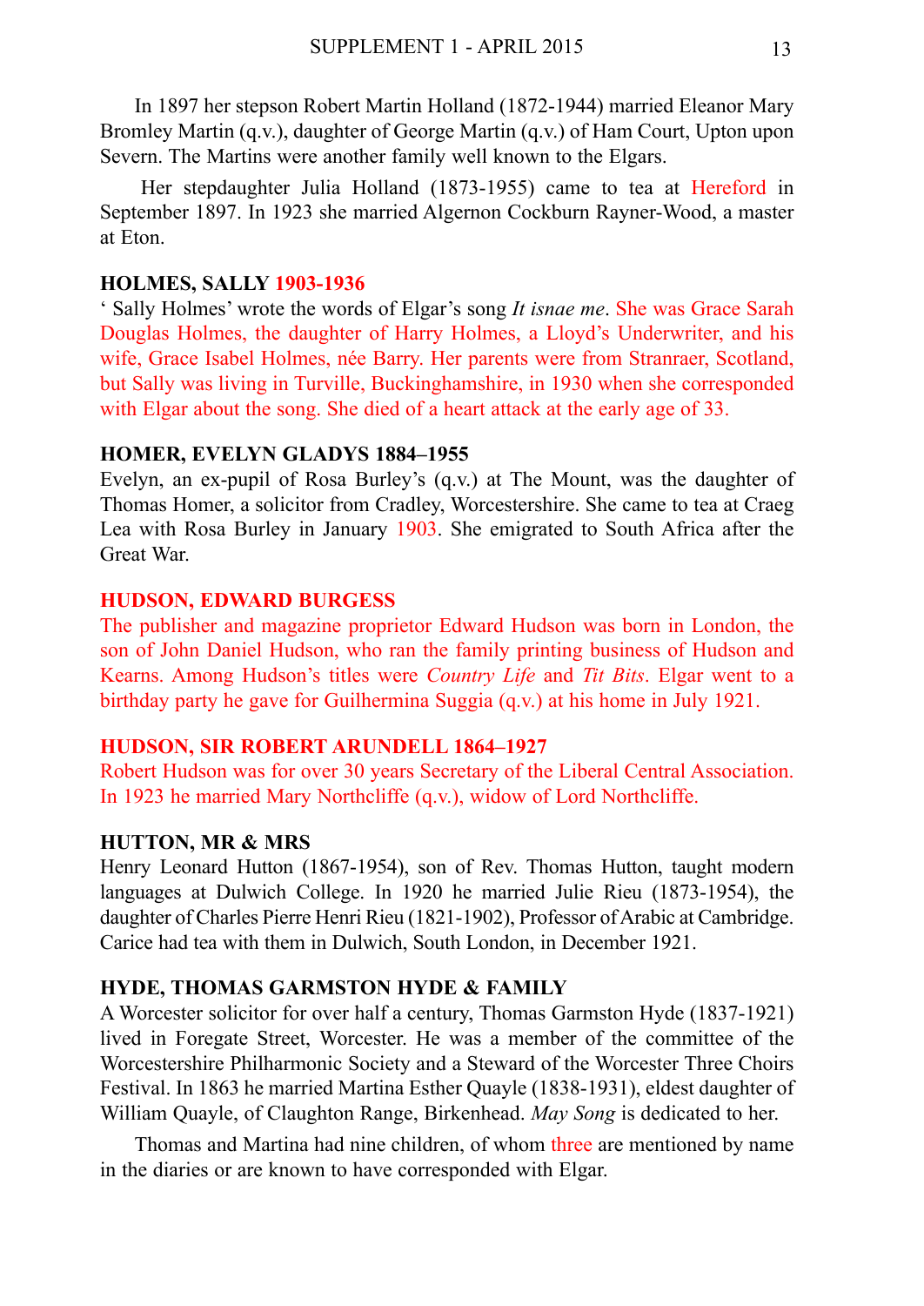In 1897 her stepson Robert Martin Holland (1872-1944) married Eleanor Mary Bromley Martin (q.v.), daughter of George Martin (q.v.) of Ham Court, Upton upon Severn. The Martins were another family well known to the Elgars.

Her stepdaughter Julia Holland (1873-1955) came to tea at Hereford in September 1897. In 1923 she married Algernon Cockburn Rayner-Wood, a master at Eton.

**HOLMES, SALLY 1903-1936**

' Sally Holmes' wrote the words of Elgar's song *It isnae me*. She was Grace Sarah Douglas Holmes, the daughter of Harry Holmes, a Lloyd's Underwriter, and his wife, Grace Isabel Holmes, née Barry. Her parents were from Stranraer, Scotland, but Sally was living in Turville, Buckinghamshire, in 1930 when she corresponded with Elgar about the song. She died of a heart attack at the early age of 33.

**HOMER, EVELYN GLADYS 1884–1955**

Evelyn, an ex-pupil of Rosa Burley's (q.v.) at The Mount, was the daughter of Thomas Homer, a solicitor from Cradley, Worcestershire. She came to tea at Craeg Lea with Rosa Burley in January 1903. She emigrated to South Africa after the Great War.

**HUDSON, EDWARD BURGESS**

The publisher and magazine proprietor Edward Hudson was born in London, the son of John Daniel Hudson, who ran the family printing business of Hudson and Kearns. Among Hudson's titles were *Country Life* and *Tit Bits*. Elgar went to a birthday party he gave for Guilhermina Suggia (q.v.) at his home in July 1921.

**HUDSON, SIR ROBERT ARUNDELL 1864–1927**

Robert Hudson was for over 30 years Secretary of the Liberal Central Association. In 1923 he married Mary Northcliffe (q.v.), widow of Lord Northcliffe.

**HUTTON, MR & MRS**

Henry Leonard Hutton (1867-1954), son of Rev. Thomas Hutton, taught modern languages at Dulwich College. In 1920 he married Julie Rieu (1873-1954), the daughter of Charles Pierre Henri Rieu (1821-1902), Professor of Arabic at Cambridge. Carice had tea with them in Dulwich, South London, in December 1921.

**HYDE, THOMAS GARMSTON HYDE & FAMILY**

A Worcester solicitor for over half a century, Thomas Garmston Hyde (1837-1921) lived in Foregate Street, Worcester. He was a member of the committee of the Worcestershire Philharmonic Society and a Steward of the Worcester Three Choirs Festival. In 1863 he married Martina Esther Quayle (1838-1931), eldest daughter of William Quayle, of Claughton Range, Birkenhead. *May Song* is dedicated to her.

Thomas and Martina had nine children, of whom three are mentioned by name in the diaries or are known to have corresponded with Elgar.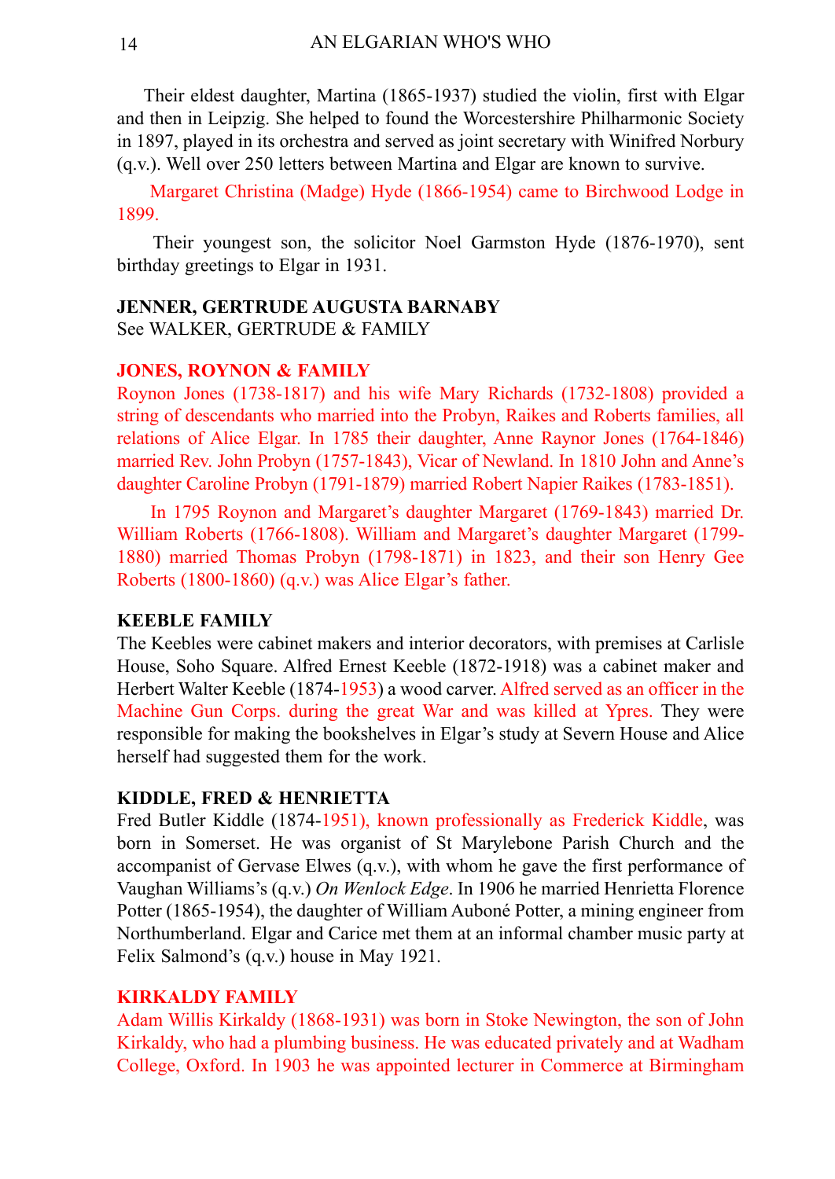Their eldest daughter, Martina (1865-1937) studied the violin, first with Elgar and then in Leipzig. She helped to found the Worcestershire Philharmonic Society in 1897, played in its orchestra and served as joint secretary with Winifred Norbury (q.v.). Well over 250 letters between Martina and Elgar are known to survive.

Margaret Christina (Madge) Hyde (1866-1954) came to Birchwood Lodge in 1899.

Their youngest son, the solicitor Noel Garmston Hyde (1876-1970), sent birthday greetings to Elgar in 1931.

**JENNER, GERTRUDE AUGUSTA BARNABY**
See WALKER, GERTRUDE & FAMILY

**JONES, ROYNON & FAMILY**
Roynon Jones (1738-1817) and his wife Mary Richards (1732-1808) provided a string of descendants who married into the Probyn, Raikes and Roberts families, all relations of Alice Elgar. In 1785 their daughter, Anne Raynor Jones (1764-1846) married Rev. John Probyn (1757-1843), Vicar of Newland. In 1810 John and Anne's daughter Caroline Probyn (1791-1879) married Robert Napier Raikes (1783-1851).

In 1795 Roynon and Margaret's daughter Margaret (1769-1843) married Dr. William Roberts (1766-1808). William and Margaret's daughter Margaret (1799-1880) married Thomas Probyn (1798-1871) in 1823, and their son Henry Gee Roberts (1800-1860) (q.v.) was Alice Elgar's father.

**KEEBLE FAMILY**
The Keebles were cabinet makers and interior decorators, with premises at Carlisle House, Soho Square. Alfred Ernest Keeble (1872-1918) was a cabinet maker and Herbert Walter Keeble (1874-1953) a wood carver. Alfred served as an officer in the Machine Gun Corps. during the great War and was killed at Ypres. They were responsible for making the bookshelves in Elgar's study at Severn House and Alice herself had suggested them for the work.

**KIDDLE, FRED & HENRIETTA**
Fred Butler Kiddle (1874-1951), known professionally as Frederick Kiddle, was born in Somerset. He was organist of St Marylebone Parish Church and the accompanist of Gervase Elwes (q.v.), with whom he gave the first performance of Vaughan Williams's (q.v.) *On Wenlock Edge*. In 1906 he married Henrietta Florence Potter (1865-1954), the daughter of William Auboné Potter, a mining engineer from Northumberland. Elgar and Carice met them at an informal chamber music party at Felix Salmond's (q.v.) house in May 1921.

**KIRKALDY FAMILY**
Adam Willis Kirkaldy (1868-1931) was born in Stoke Newington, the son of John Kirkaldy, who had a plumbing business. He was educated privately and at Wadham College, Oxford. In 1903 he was appointed lecturer in Commerce at Birmingham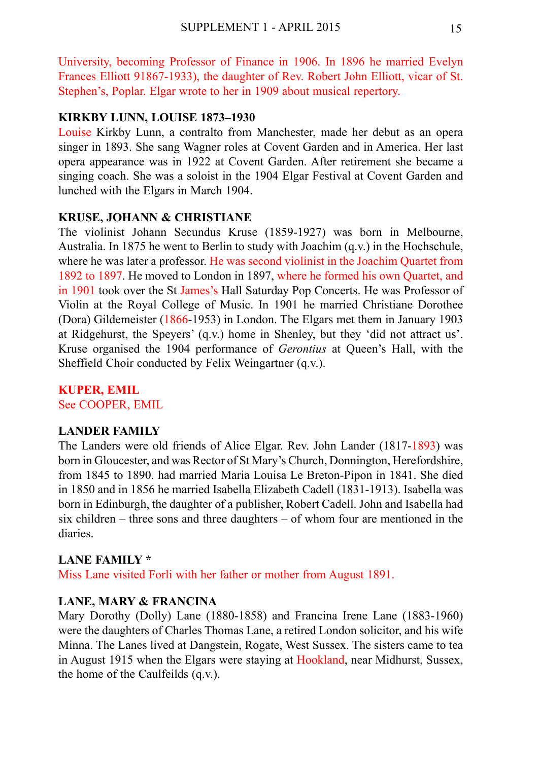University, becoming Professor of Finance in 1906. In 1896 he married Evelyn Frances Elliott 91867-1933), the daughter of Rev. Robert John Elliott, vicar of St. Stephen's, Poplar. Elgar wrote to her in 1909 about musical repertory.

**KIRKBY LUNN, LOUISE 1873–1930**

Louise Kirkby Lunn, a contralto from Manchester, made her debut as an opera singer in 1893. She sang Wagner roles at Covent Garden and in America. Her last opera appearance was in 1922 at Covent Garden. After retirement she became a singing coach. She was a soloist in the 1904 Elgar Festival at Covent Garden and lunched with the Elgars in March 1904.

**KRUSE, JOHANN & CHRISTIANE**

The violinist Johann Secundus Kruse (1859-1927) was born in Melbourne, Australia. In 1875 he went to Berlin to study with Joachim (q.v.) in the Hochschule, where he was later a professor. He was second violinist in the Joachim Quartet from 1892 to 1897. He moved to London in 1897, where he formed his own Quartet, and in 1901 took over the St James's Hall Saturday Pop Concerts. He was Professor of Violin at the Royal College of Music. In 1901 he married Christiane Dorothee (Dora) Gildemeister (1866-1953) in London. The Elgars met them in January 1903 at Ridgehurst, the Speyers' (q.v.) home in Shenley, but they 'did not attract us'. Kruse organised the 1904 performance of *Gerontius* at Queen's Hall, with the Sheffield Choir conducted by Felix Weingartner (q.v.).

**KUPER, EMIL**

See COOPER, EMIL

**LANDER FAMILY**

The Landers were old friends of Alice Elgar. Rev. John Lander (1817-1893) was born in Gloucester, and was Rector of St Mary's Church, Donnington, Herefordshire, from 1845 to 1890. had married Maria Louisa Le Breton-Pipon in 1841. She died in 1850 and in 1856 he married Isabella Elizabeth Cadell (1831-1913). Isabella was born in Edinburgh, the daughter of a publisher, Robert Cadell. John and Isabella had six children – three sons and three daughters – of whom four are mentioned in the diaries.

**LANE FAMILY ***

Miss Lane visited Forli with her father or mother from August 1891.

**LANE, MARY & FRANCINA**

Mary Dorothy (Dolly) Lane (1880-1858) and Francina Irene Lane (1883-1960) were the daughters of Charles Thomas Lane, a retired London solicitor, and his wife Minna. The Lanes lived at Dangstein, Rogate, West Sussex. The sisters came to tea in August 1915 when the Elgars were staying at Hookland, near Midhurst, Sussex, the home of the Caulfeilds (q.v.).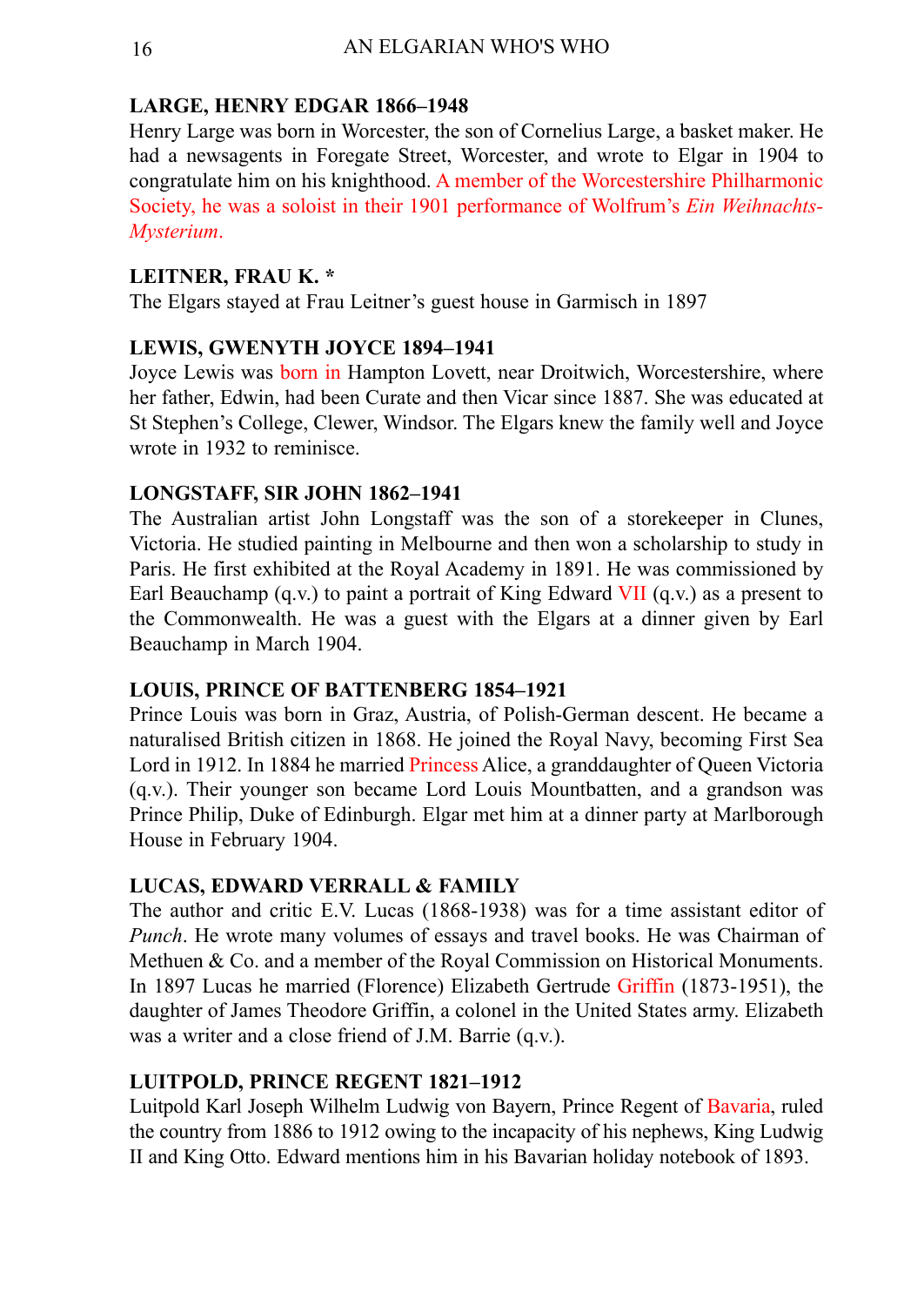**LARGE, HENRY EDGAR 1866–1948**

Henry Large was born in Worcester, the son of Cornelius Large, a basket maker. He had a newsagents in Foregate Street, Worcester, and wrote to Elgar in 1904 to congratulate him on his knighthood. A member of the Worcestershire Philharmonic Society, he was a soloist in their 1901 performance of Wolfrum's *Ein Weihnachts-Mysterium*.

**LEITNER, FRAU K. ***

The Elgars stayed at Frau Leitner's guest house in Garmisch in 1897

**LEWIS, GWENYTH JOYCE 1894–1941**

Joyce Lewis was born in Hampton Lovett, near Droitwich, Worcestershire, where her father, Edwin, had been Curate and then Vicar since 1887. She was educated at St Stephen's College, Clewer, Windsor. The Elgars knew the family well and Joyce wrote in 1932 to reminisce.

**LONGSTAFF, SIR JOHN 1862–1941**

The Australian artist John Longstaff was the son of a storekeeper in Clunes, Victoria. He studied painting in Melbourne and then won a scholarship to study in Paris. He first exhibited at the Royal Academy in 1891. He was commissioned by Earl Beauchamp (q.v.) to paint a portrait of King Edward VII (q.v.) as a present to the Commonwealth. He was a guest with the Elgars at a dinner given by Earl Beauchamp in March 1904.

**LOUIS, PRINCE OF BATTENBERG 1854–1921**

Prince Louis was born in Graz, Austria, of Polish-German descent. He became a naturalised British citizen in 1868. He joined the Royal Navy, becoming First Sea Lord in 1912. In 1884 he married Princess Alice, a granddaughter of Queen Victoria (q.v.). Their younger son became Lord Louis Mountbatten, and a grandson was Prince Philip, Duke of Edinburgh. Elgar met him at a dinner party at Marlborough House in February 1904.

**LUCAS, EDWARD VERRALL & FAMILY**

The author and critic E.V. Lucas (1868-1938) was for a time assistant editor of *Punch*. He wrote many volumes of essays and travel books. He was Chairman of Methuen & Co. and a member of the Royal Commission on Historical Monuments. In 1897 Lucas he married (Florence) Elizabeth Gertrude Griffin (1873-1951), the daughter of James Theodore Griffin, a colonel in the United States army. Elizabeth was a writer and a close friend of J.M. Barrie (q.v.).

**LUITPOLD, PRINCE REGENT 1821–1912**

Luitpold Karl Joseph Wilhelm Ludwig von Bayern, Prince Regent of Bavaria, ruled the country from 1886 to 1912 owing to the incapacity of his nephews, King Ludwig II and King Otto. Edward mentions him in his Bavarian holiday notebook of 1893.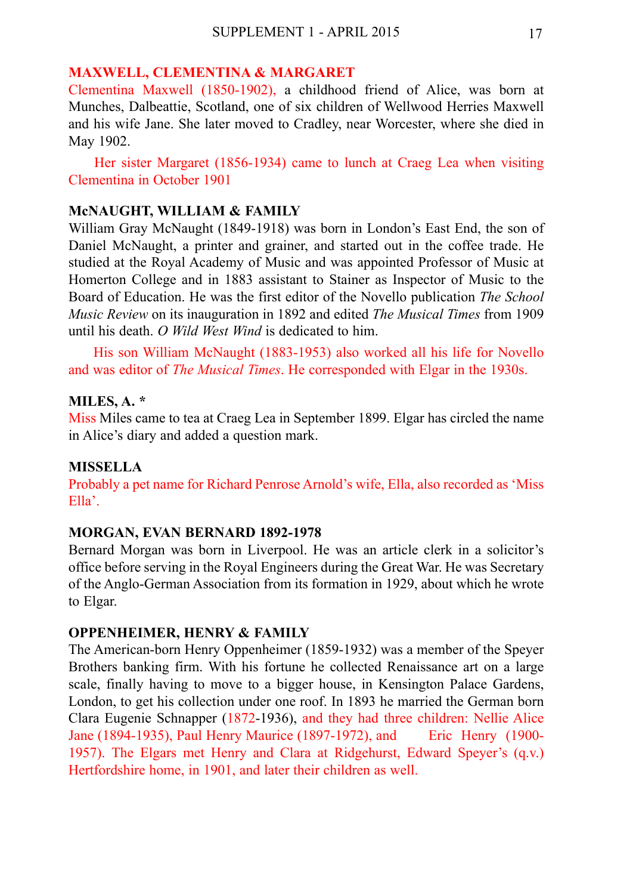**MAXWELL, CLEMENTINA & MARGARET**

Clementina Maxwell (1850-1902), a childhood friend of Alice, was born at Munches, Dalbeattie, Scotland, one of six children of Wellwood Herries Maxwell and his wife Jane. She later moved to Cradley, near Worcester, where she died in May 1902.

Her sister Margaret (1856-1934) came to lunch at Craeg Lea when visiting Clementina in October 1901

**McNAUGHT, WILLIAM & FAMILY**

William Gray McNaught (1849-1918) was born in London's East End, the son of Daniel McNaught, a printer and grainer, and started out in the coffee trade. He studied at the Royal Academy of Music and was appointed Professor of Music at Homerton College and in 1883 assistant to Stainer as Inspector of Music to the Board of Education. He was the first editor of the Novello publication *The School Music Review* on its inauguration in 1892 and edited *The Musical Times* from 1909 until his death. *O Wild West Wind* is dedicated to him.

His son William McNaught (1883-1953) also worked all his life for Novello and was editor of *The Musical Times*. He corresponded with Elgar in the 1930s.

**MILES, A. ***

Miss Miles came to tea at Craeg Lea in September 1899. Elgar has circled the name in Alice's diary and added a question mark.

**MISSELLA**

Probably a pet name for Richard Penrose Arnold's wife, Ella, also recorded as 'Miss Ella'.

**MORGAN, EVAN BERNARD 1892-1978**

Bernard Morgan was born in Liverpool. He was an article clerk in a solicitor's office before serving in the Royal Engineers during the Great War. He was Secretary of the Anglo-German Association from its formation in 1929, about which he wrote to Elgar.

**OPPENHEIMER, HENRY & FAMILY**

The American-born Henry Oppenheimer (1859-1932) was a member of the Speyer Brothers banking firm. With his fortune he collected Renaissance art on a large scale, finally having to move to a bigger house, in Kensington Palace Gardens, London, to get his collection under one roof. In 1893 he married the German born Clara Eugenie Schnapper (1872-1936), and they had three children: Nellie Alice Jane (1894-1935), Paul Henry Maurice (1897-1972), and Eric Henry (1900-1957). The Elgars met Henry and Clara at Ridgehurst, Edward Speyer's (q.v.) Hertfordshire home, in 1901, and later their children as well.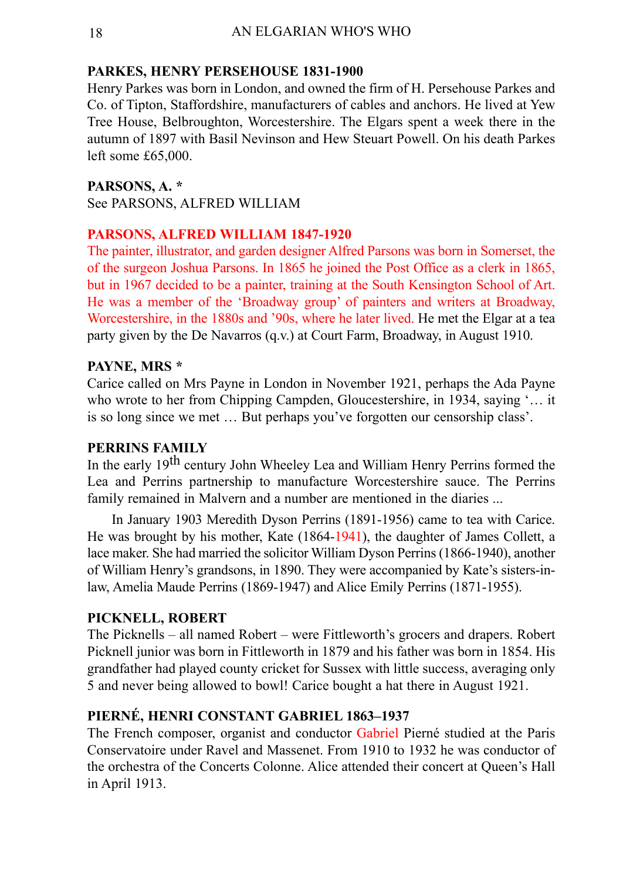**PARKES, HENRY PERSEHOUSE 1831-1900**

Henry Parkes was born in London, and owned the firm of H. Persehouse Parkes and Co. of Tipton, Staffordshire, manufacturers of cables and anchors. He lived at Yew Tree House, Belbroughton, Worcestershire. The Elgars spent a week there in the autumn of 1897 with Basil Nevinson and Hew Steuart Powell. On his death Parkes left some £65,000.

**PARSONS, A. ***

See PARSONS, ALFRED WILLIAM

**PARSONS, ALFRED WILLIAM 1847-1920**

The painter, illustrator, and garden designer Alfred Parsons was born in Somerset, the of the surgeon Joshua Parsons. In 1865 he joined the Post Office as a clerk in 1865, but in 1967 decided to be a painter, training at the South Kensington School of Art. He was a member of the 'Broadway group' of painters and writers at Broadway, Worcestershire, in the 1880s and '90s, where he later lived. He met the Elgar at a tea party given by the De Navarros (q.v.) at Court Farm, Broadway, in August 1910.

**PAYNE, MRS ***

Carice called on Mrs Payne in London in November 1921, perhaps the Ada Payne who wrote to her from Chipping Campden, Gloucestershire, in 1934, saying '… it is so long since we met … But perhaps you've forgotten our censorship class'.

**PERRINS FAMILY**

In the early 19th century John Wheeley Lea and William Henry Perrins formed the Lea and Perrins partnership to manufacture Worcestershire sauce. The Perrins family remained in Malvern and a number are mentioned in the diaries ...

In January 1903 Meredith Dyson Perrins (1891-1956) came to tea with Carice. He was brought by his mother, Kate (1864-1941), the daughter of James Collett, a lace maker. She had married the solicitor William Dyson Perrins (1866-1940), another of William Henry's grandsons, in 1890. They were accompanied by Kate's sisters-in-law, Amelia Maude Perrins (1869-1947) and Alice Emily Perrins (1871-1955).

**PICKNELL, ROBERT**

The Picknells – all named Robert – were Fittleworth's grocers and drapers. Robert Picknell junior was born in Fittleworth in 1879 and his father was born in 1854. His grandfather had played county cricket for Sussex with little success, averaging only 5 and never being allowed to bowl! Carice bought a hat there in August 1921.

**PIERNÉ, HENRI CONSTANT GABRIEL 1863–1937**

The French composer, organist and conductor Gabriel Pierné studied at the Paris Conservatoire under Ravel and Massenet. From 1910 to 1932 he was conductor of the orchestra of the Concerts Colonne. Alice attended their concert at Queen's Hall in April 1913.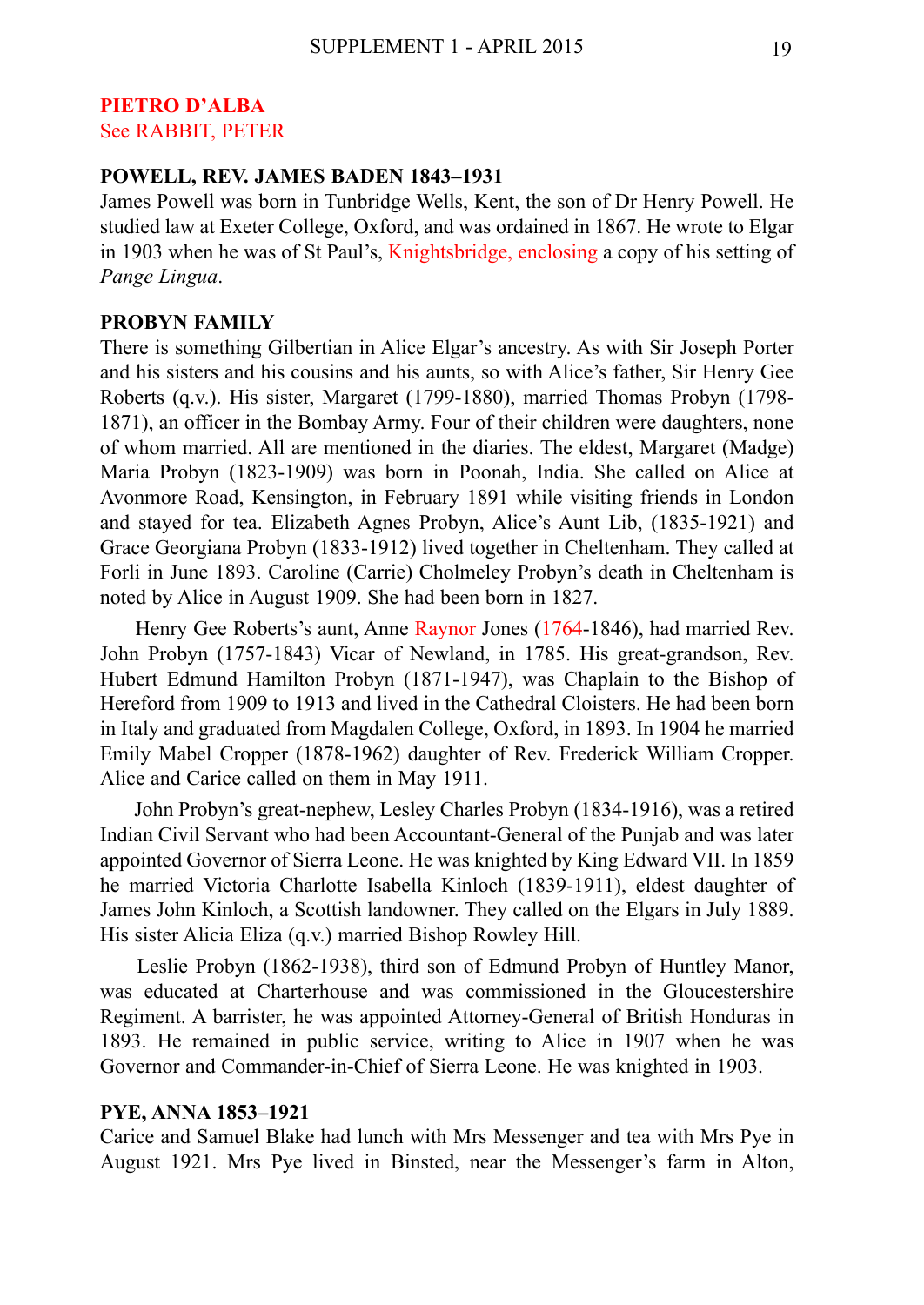**PIETRO D'ALBA**
See RABBIT, PETER

**POWELL, REV. JAMES BADEN 1843–1931**
James Powell was born in Tunbridge Wells, Kent, the son of Dr Henry Powell. He studied law at Exeter College, Oxford, and was ordained in 1867. He wrote to Elgar in 1903 when he was of St Paul's, Knightsbridge, enclosing a copy of his setting of *Pange Lingua*.

**PROBYN FAMILY**
There is something Gilbertian in Alice Elgar's ancestry. As with Sir Joseph Porter and his sisters and his cousins and his aunts, so with Alice's father, Sir Henry Gee Roberts (q.v.). His sister, Margaret (1799-1880), married Thomas Probyn (1798-1871), an officer in the Bombay Army. Four of their children were daughters, none of whom married. All are mentioned in the diaries. The eldest, Margaret (Madge) Maria Probyn (1823-1909) was born in Poonah, India. She called on Alice at Avonmore Road, Kensington, in February 1891 while visiting friends in London and stayed for tea. Elizabeth Agnes Probyn, Alice's Aunt Lib, (1835-1921) and Grace Georgiana Probyn (1833-1912) lived together in Cheltenham. They called at Forli in June 1893. Caroline (Carrie) Cholmeley Probyn's death in Cheltenham is noted by Alice in August 1909. She had been born in 1827.

Henry Gee Roberts's aunt, Anne Raynor Jones (1764-1846), had married Rev. John Probyn (1757-1843) Vicar of Newland, in 1785. His great-grandson, Rev. Hubert Edmund Hamilton Probyn (1871-1947), was Chaplain to the Bishop of Hereford from 1909 to 1913 and lived in the Cathedral Cloisters. He had been born in Italy and graduated from Magdalen College, Oxford, in 1893. In 1904 he married Emily Mabel Cropper (1878-1962) daughter of Rev. Frederick William Cropper. Alice and Carice called on them in May 1911.

John Probyn's great-nephew, Lesley Charles Probyn (1834-1916), was a retired Indian Civil Servant who had been Accountant-General of the Punjab and was later appointed Governor of Sierra Leone. He was knighted by King Edward VII. In 1859 he married Victoria Charlotte Isabella Kinloch (1839-1911), eldest daughter of James John Kinloch, a Scottish landowner. They called on the Elgars in July 1889. His sister Alicia Eliza (q.v.) married Bishop Rowley Hill.

Leslie Probyn (1862-1938), third son of Edmund Probyn of Huntley Manor, was educated at Charterhouse and was commissioned in the Gloucestershire Regiment. A barrister, he was appointed Attorney-General of British Honduras in 1893. He remained in public service, writing to Alice in 1907 when he was Governor and Commander-in-Chief of Sierra Leone. He was knighted in 1903.

**PYE, ANNA 1853–1921**
Carice and Samuel Blake had lunch with Mrs Messenger and tea with Mrs Pye in August 1921. Mrs Pye lived in Binsted, near the Messenger's farm in Alton,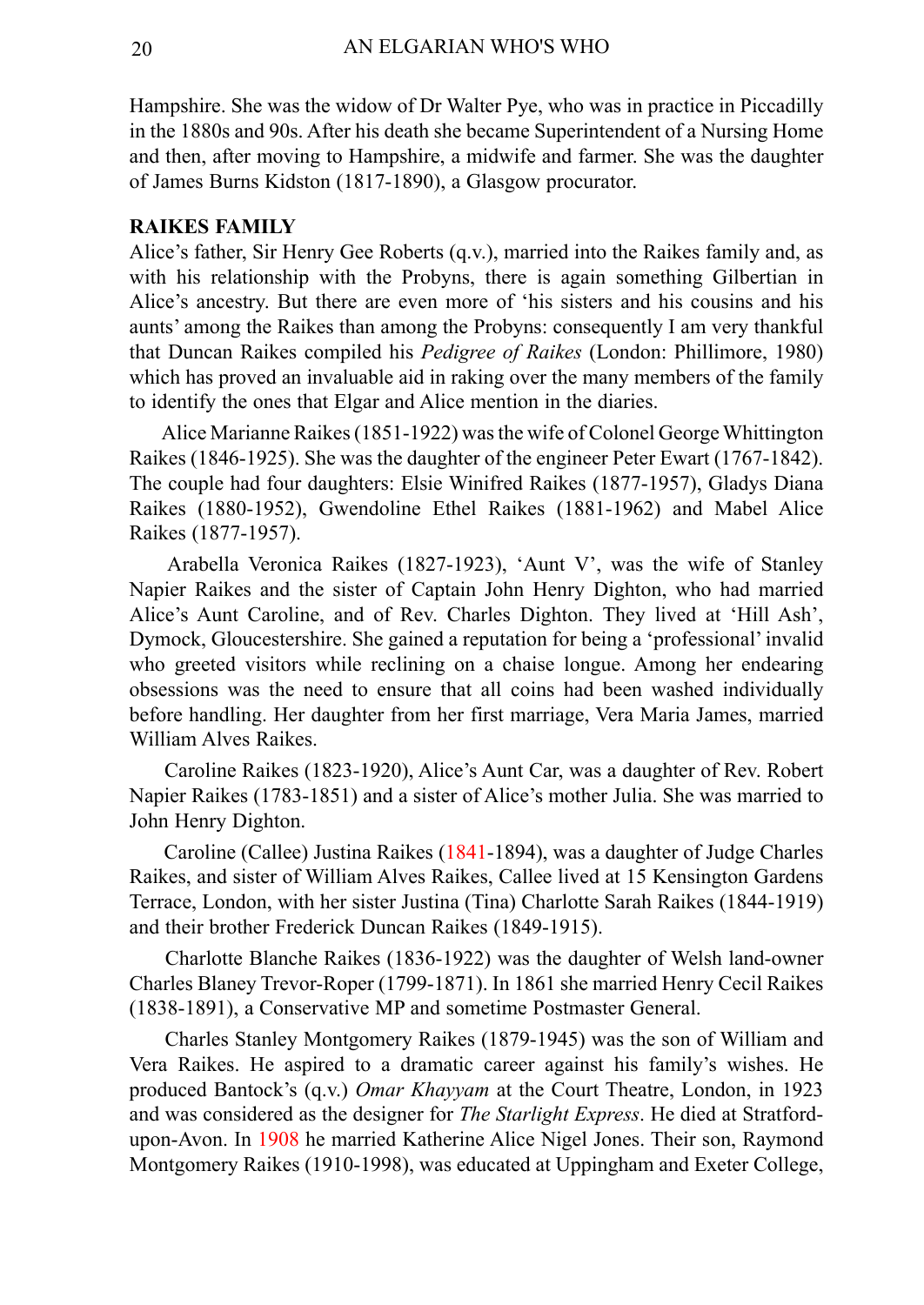Hampshire. She was the widow of Dr Walter Pye, who was in practice in Piccadilly in the 1880s and 90s. After his death she became Superintendent of a Nursing Home and then, after moving to Hampshire, a midwife and farmer. She was the daughter of James Burns Kidston (1817-1890), a Glasgow procurator.

**RAIKES FAMILY**

Alice's father, Sir Henry Gee Roberts (q.v.), married into the Raikes family and, as with his relationship with the Probyns, there is again something Gilbertian in Alice's ancestry. But there are even more of 'his sisters and his cousins and his aunts' among the Raikes than among the Probyns: consequently I am very thankful that Duncan Raikes compiled his *Pedigree of Raikes* (London: Phillimore, 1980) which has proved an invaluable aid in raking over the many members of the family to identify the ones that Elgar and Alice mention in the diaries.

Alice Marianne Raikes (1851-1922) was the wife of Colonel George Whittington Raikes (1846-1925). She was the daughter of the engineer Peter Ewart (1767-1842). The couple had four daughters: Elsie Winifred Raikes (1877-1957), Gladys Diana Raikes (1880-1952), Gwendoline Ethel Raikes (1881-1962) and Mabel Alice Raikes (1877-1957).

Arabella Veronica Raikes (1827-1923), 'Aunt V', was the wife of Stanley Napier Raikes and the sister of Captain John Henry Dighton, who had married Alice's Aunt Caroline, and of Rev. Charles Dighton. They lived at 'Hill Ash', Dymock, Gloucestershire. She gained a reputation for being a 'professional' invalid who greeted visitors while reclining on a chaise longue. Among her endearing obsessions was the need to ensure that all coins had been washed individually before handling. Her daughter from her first marriage, Vera Maria James, married William Alves Raikes.

Caroline Raikes (1823-1920), Alice's Aunt Car, was a daughter of Rev. Robert Napier Raikes (1783-1851) and a sister of Alice's mother Julia. She was married to John Henry Dighton.

Caroline (Callee) Justina Raikes (1841-1894), was a daughter of Judge Charles Raikes, and sister of William Alves Raikes, Callee lived at 15 Kensington Gardens Terrace, London, with her sister Justina (Tina) Charlotte Sarah Raikes (1844-1919) and their brother Frederick Duncan Raikes (1849-1915).

Charlotte Blanche Raikes (1836-1922) was the daughter of Welsh land-owner Charles Blaney Trevor-Roper (1799-1871). In 1861 she married Henry Cecil Raikes (1838-1891), a Conservative MP and sometime Postmaster General.

Charles Stanley Montgomery Raikes (1879-1945) was the son of William and Vera Raikes. He aspired to a dramatic career against his family's wishes. He produced Bantock's (q.v.) *Omar Khayyam* at the Court Theatre, London, in 1923 and was considered as the designer for *The Starlight Express*. He died at Stratford-upon-Avon. In 1908 he married Katherine Alice Nigel Jones. Their son, Raymond Montgomery Raikes (1910-1998), was educated at Uppingham and Exeter College,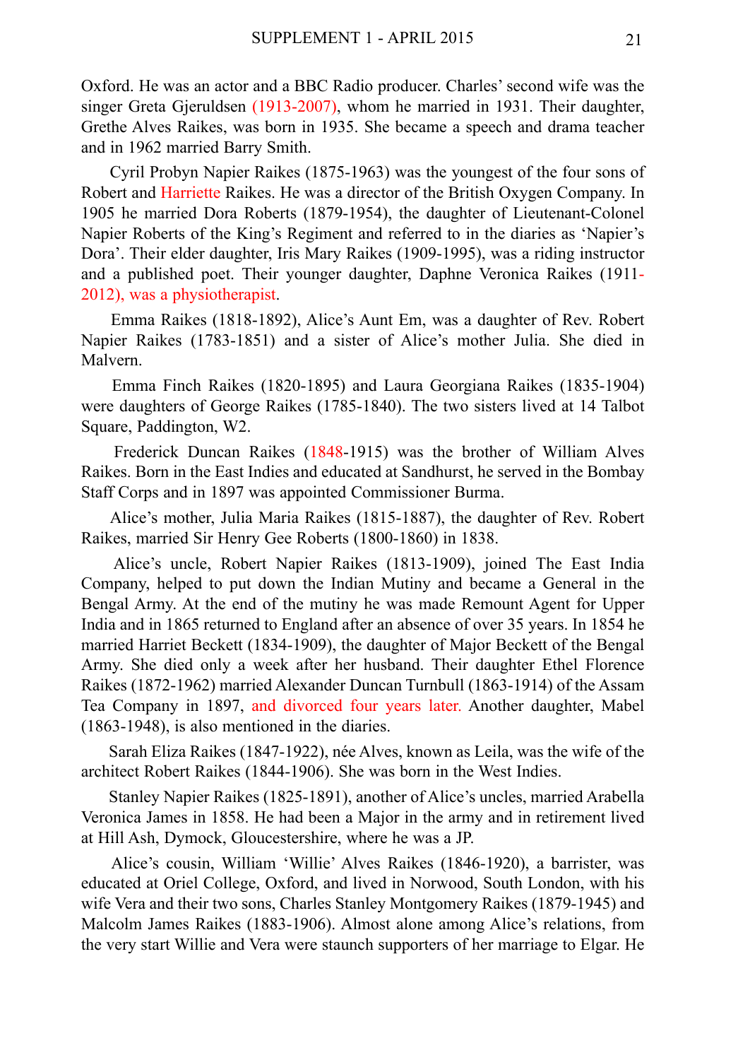Oxford. He was an actor and a BBC Radio producer. Charles' second wife was the singer Greta Gjeruldsen (1913-2007), whom he married in 1931. Their daughter, Grethe Alves Raikes, was born in 1935. She became a speech and drama teacher and in 1962 married Barry Smith.

Cyril Probyn Napier Raikes (1875-1963) was the youngest of the four sons of Robert and Harriette Raikes. He was a director of the British Oxygen Company. In 1905 he married Dora Roberts (1879-1954), the daughter of Lieutenant-Colonel Napier Roberts of the King's Regiment and referred to in the diaries as 'Napier's Dora'. Their elder daughter, Iris Mary Raikes (1909-1995), was a riding instructor and a published poet. Their younger daughter, Daphne Veronica Raikes (1911-2012), was a physiotherapist.

Emma Raikes (1818-1892), Alice's Aunt Em, was a daughter of Rev. Robert Napier Raikes (1783-1851) and a sister of Alice's mother Julia. She died in Malvern.

Emma Finch Raikes (1820-1895) and Laura Georgiana Raikes (1835-1904) were daughters of George Raikes (1785-1840). The two sisters lived at 14 Talbot Square, Paddington, W2.

Frederick Duncan Raikes (1848-1915) was the brother of William Alves Raikes. Born in the East Indies and educated at Sandhurst, he served in the Bombay Staff Corps and in 1897 was appointed Commissioner Burma.

Alice's mother, Julia Maria Raikes (1815-1887), the daughter of Rev. Robert Raikes, married Sir Henry Gee Roberts (1800-1860) in 1838.

Alice's uncle, Robert Napier Raikes (1813-1909), joined The East India Company, helped to put down the Indian Mutiny and became a General in the Bengal Army. At the end of the mutiny he was made Remount Agent for Upper India and in 1865 returned to England after an absence of over 35 years. In 1854 he married Harriet Beckett (1834-1909), the daughter of Major Beckett of the Bengal Army. She died only a week after her husband. Their daughter Ethel Florence Raikes (1872-1962) married Alexander Duncan Turnbull (1863-1914) of the Assam Tea Company in 1897, and divorced four years later. Another daughter, Mabel (1863-1948), is also mentioned in the diaries.

Sarah Eliza Raikes (1847-1922), née Alves, known as Leila, was the wife of the architect Robert Raikes (1844-1906). She was born in the West Indies.

Stanley Napier Raikes (1825-1891), another of Alice's uncles, married Arabella Veronica James in 1858. He had been a Major in the army and in retirement lived at Hill Ash, Dymock, Gloucestershire, where he was a JP.

Alice's cousin, William 'Willie' Alves Raikes (1846-1920), a barrister, was educated at Oriel College, Oxford, and lived in Norwood, South London, with his wife Vera and their two sons, Charles Stanley Montgomery Raikes (1879-1945) and Malcolm James Raikes (1883-1906). Almost alone among Alice's relations, from the very start Willie and Vera were staunch supporters of her marriage to Elgar. He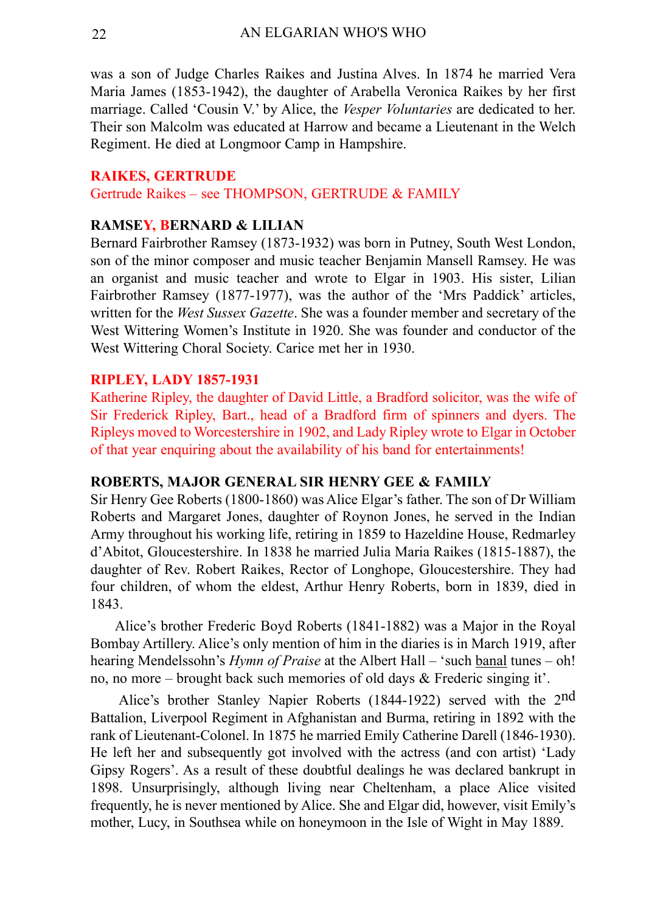was a son of Judge Charles Raikes and Justina Alves. In 1874 he married Vera Maria James (1853-1942), the daughter of Arabella Veronica Raikes by her first marriage. Called 'Cousin V.' by Alice, the *Vesper Voluntaries* are dedicated to her. Their son Malcolm was educated at Harrow and became a Lieutenant in the Welch Regiment. He died at Longmoor Camp in Hampshire.

**RAIKES, GERTRUDE**

Gertrude Raikes – see THOMPSON, GERTRUDE & FAMILY

**RAMSEY, BERNARD & LILIAN**

Bernard Fairbrother Ramsey (1873-1932) was born in Putney, South West London, son of the minor composer and music teacher Benjamin Mansell Ramsey. He was an organist and music teacher and wrote to Elgar in 1903. His sister, Lilian Fairbrother Ramsey (1877-1977), was the author of the 'Mrs Paddick' articles, written for the *West Sussex Gazette*. She was a founder member and secretary of the West Wittering Women's Institute in 1920. She was founder and conductor of the West Wittering Choral Society. Carice met her in 1930.

**RIPLEY, LADY 1857-1931**

Katherine Ripley, the daughter of David Little, a Bradford solicitor, was the wife of Sir Frederick Ripley, Bart., head of a Bradford firm of spinners and dyers. The Ripleys moved to Worcestershire in 1902, and Lady Ripley wrote to Elgar in October of that year enquiring about the availability of his band for entertainments!

**ROBERTS, MAJOR GENERAL SIR HENRY GEE & FAMILY**

Sir Henry Gee Roberts (1800-1860) was Alice Elgar's father. The son of Dr William Roberts and Margaret Jones, daughter of Roynon Jones, he served in the Indian Army throughout his working life, retiring in 1859 to Hazeldine House, Redmarley d'Abitot, Gloucestershire. In 1838 he married Julia Maria Raikes (1815-1887), the daughter of Rev. Robert Raikes, Rector of Longhope, Gloucestershire. They had four children, of whom the eldest, Arthur Henry Roberts, born in 1839, died in 1843.

Alice's brother Frederic Boyd Roberts (1841-1882) was a Major in the Royal Bombay Artillery. Alice's only mention of him in the diaries is in March 1919, after hearing Mendelssohn's *Hymn of Praise* at the Albert Hall – 'such banal tunes – oh! no, no more – brought back such memories of old days & Frederic singing it'.

Alice's brother Stanley Napier Roberts (1844-1922) served with the 2nd Battalion, Liverpool Regiment in Afghanistan and Burma, retiring in 1892 with the rank of Lieutenant-Colonel. In 1875 he married Emily Catherine Darell (1846-1930). He left her and subsequently got involved with the actress (and con artist) 'Lady Gipsy Rogers'. As a result of these doubtful dealings he was declared bankrupt in 1898. Unsurprisingly, although living near Cheltenham, a place Alice visited frequently, he is never mentioned by Alice. She and Elgar did, however, visit Emily's mother, Lucy, in Southsea while on honeymoon in the Isle of Wight in May 1889.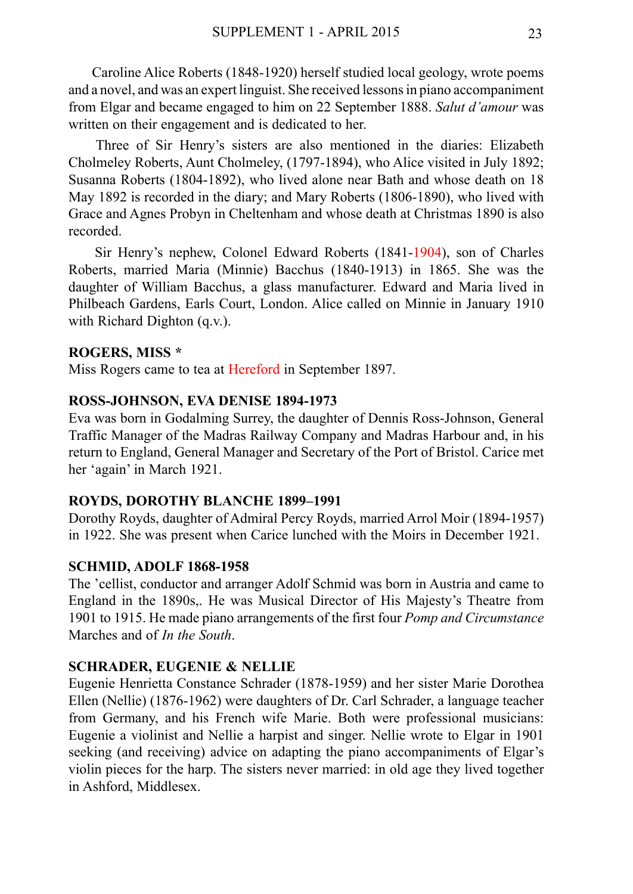Caroline Alice Roberts (1848-1920) herself studied local geology, wrote poems and a novel, and was an expert linguist. She received lessons in piano accompaniment from Elgar and became engaged to him on 22 September 1888. *Salut d'amour* was written on their engagement and is dedicated to her.

Three of Sir Henry's sisters are also mentioned in the diaries: Elizabeth Cholmeley Roberts, Aunt Cholmeley, (1797-1894), who Alice visited in July 1892; Susanna Roberts (1804-1892), who lived alone near Bath and whose death on 18 May 1892 is recorded in the diary; and Mary Roberts (1806-1890), who lived with Grace and Agnes Probyn in Cheltenham and whose death at Christmas 1890 is also recorded.

Sir Henry's nephew, Colonel Edward Roberts (1841-1904), son of Charles Roberts, married Maria (Minnie) Bacchus (1840-1913) in 1865. She was the daughter of William Bacchus, a glass manufacturer. Edward and Maria lived in Philbeach Gardens, Earls Court, London. Alice called on Minnie in January 1910 with Richard Dighton (q.v.).

**ROGERS, MISS ***

Miss Rogers came to tea at Hereford in September 1897.

**ROSS-JOHNSON, EVA DENISE 1894-1973**

Eva was born in Godalming Surrey, the daughter of Dennis Ross-Johnson, General Traffic Manager of the Madras Railway Company and Madras Harbour and, in his return to England, General Manager and Secretary of the Port of Bristol. Carice met her 'again' in March 1921.

**ROYDS, DOROTHY BLANCHE 1899–1991**

Dorothy Royds, daughter of Admiral Percy Royds, married Arrol Moir (1894-1957) in 1922. She was present when Carice lunched with the Moirs in December 1921.

**SCHMID, ADOLF 1868-1958**

The 'cellist, conductor and arranger Adolf Schmid was born in Austria and came to England in the 1890s,. He was Musical Director of His Majesty's Theatre from 1901 to 1915. He made piano arrangements of the first four *Pomp and Circumstance* Marches and of *In the South*.

**SCHRADER, EUGENIE & NELLIE**

Eugenie Henrietta Constance Schrader (1878-1959) and her sister Marie Dorothea Ellen (Nellie) (1876-1962) were daughters of Dr. Carl Schrader, a language teacher from Germany, and his French wife Marie. Both were professional musicians: Eugenie a violinist and Nellie a harpist and singer. Nellie wrote to Elgar in 1901 seeking (and receiving) advice on adapting the piano accompaniments of Elgar's violin pieces for the harp. The sisters never married: in old age they lived together in Ashford, Middlesex.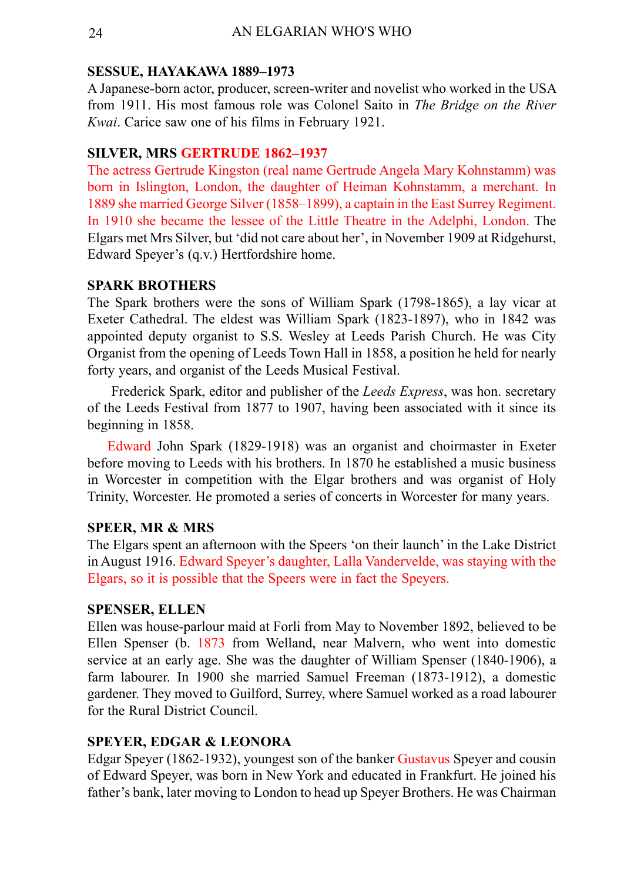**SESSUE, HAYAKAWA 1889–1973**

A Japanese-born actor, producer, screen-writer and novelist who worked in the USA from 1911. His most famous role was Colonel Saito in *The Bridge on the River Kwai*. Carice saw one of his films in February 1921.

**SILVER, MRS GERTRUDE 1862–1937**

The actress Gertrude Kingston (real name Gertrude Angela Mary Kohnstamm) was born in Islington, London, the daughter of Heiman Kohnstamm, a merchant. In 1889 she married George Silver (1858–1899), a captain in the East Surrey Regiment. In 1910 she became the lessee of the Little Theatre in the Adelphi, London. The Elgars met Mrs Silver, but 'did not care about her', in November 1909 at Ridgehurst, Edward Speyer's (q.v.) Hertfordshire home.

**SPARK BROTHERS**

The Spark brothers were the sons of William Spark (1798-1865), a lay vicar at Exeter Cathedral. The eldest was William Spark (1823-1897), who in 1842 was appointed deputy organist to S.S. Wesley at Leeds Parish Church. He was City Organist from the opening of Leeds Town Hall in 1858, a position he held for nearly forty years, and organist of the Leeds Musical Festival.

Frederick Spark, editor and publisher of the *Leeds Express*, was hon. secretary of the Leeds Festival from 1877 to 1907, having been associated with it since its beginning in 1858.

Edward John Spark (1829-1918) was an organist and choirmaster in Exeter before moving to Leeds with his brothers. In 1870 he established a music business in Worcester in competition with the Elgar brothers and was organist of Holy Trinity, Worcester. He promoted a series of concerts in Worcester for many years.

**SPEER, MR & MRS**

The Elgars spent an afternoon with the Speers 'on their launch' in the Lake District in August 1916. Edward Speyer's daughter, Lalla Vandervelde, was staying with the Elgars, so it is possible that the Speers were in fact the Speyers.

**SPENSER, ELLEN**

Ellen was house-parlour maid at Forli from May to November 1892, believed to be Ellen Spenser (b. 1873 from Welland, near Malvern, who went into domestic service at an early age. She was the daughter of William Spenser (1840-1906), a farm labourer. In 1900 she married Samuel Freeman (1873-1912), a domestic gardener. They moved to Guilford, Surrey, where Samuel worked as a road labourer for the Rural District Council.

**SPEYER, EDGAR & LEONORA**

Edgar Speyer (1862-1932), youngest son of the banker Gustavus Speyer and cousin of Edward Speyer, was born in New York and educated in Frankfurt. He joined his father's bank, later moving to London to head up Speyer Brothers. He was Chairman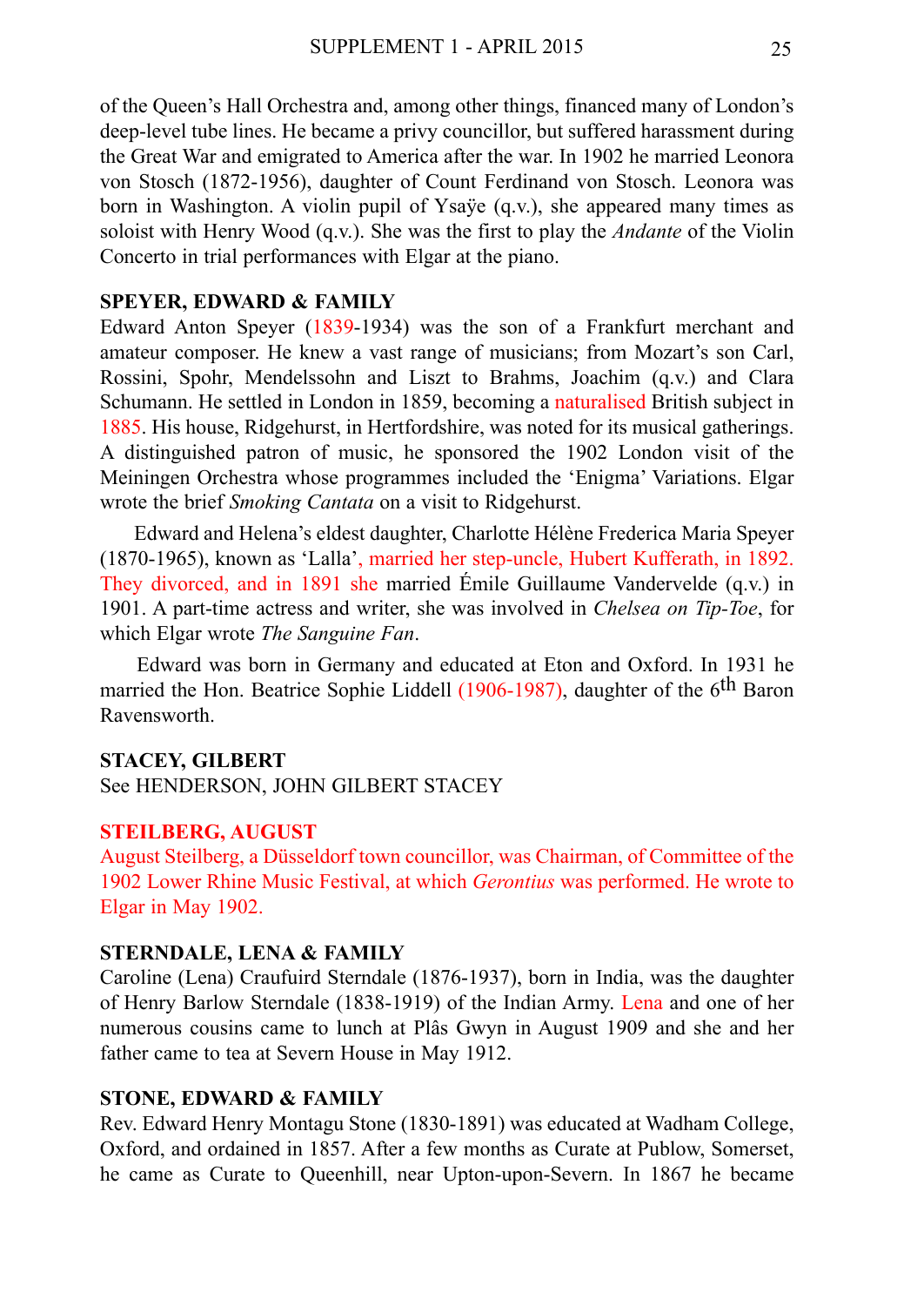of the Queen's Hall Orchestra and, among other things, financed many of London's deep-level tube lines. He became a privy councillor, but suffered harassment during the Great War and emigrated to America after the war. In 1902 he married Leonora von Stosch (1872-1956), daughter of Count Ferdinand von Stosch. Leonora was born in Washington. A violin pupil of Ysaÿe (q.v.), she appeared many times as soloist with Henry Wood (q.v.). She was the first to play the *Andante* of the Violin Concerto in trial performances with Elgar at the piano.

**SPEYER, EDWARD & FAMILY**
Edward Anton Speyer (1839-1934) was the son of a Frankfurt merchant and amateur composer. He knew a vast range of musicians; from Mozart's son Carl, Rossini, Spohr, Mendelssohn and Liszt to Brahms, Joachim (q.v.) and Clara Schumann. He settled in London in 1859, becoming a naturalised British subject in 1885. His house, Ridgehurst, in Hertfordshire, was noted for its musical gatherings. A distinguished patron of music, he sponsored the 1902 London visit of the Meiningen Orchestra whose programmes included the 'Enigma' Variations. Elgar wrote the brief *Smoking Cantata* on a visit to Ridgehurst.

Edward and Helena's eldest daughter, Charlotte Hélène Frederica Maria Speyer (1870-1965), known as 'Lalla', married her step-uncle, Hubert Kufferath, in 1892. They divorced, and in 1891 she married Émile Guillaume Vandervelde (q.v.) in 1901. A part-time actress and writer, she was involved in *Chelsea on Tip-Toe*, for which Elgar wrote *The Sanguine Fan*.

Edward was born in Germany and educated at Eton and Oxford. In 1931 he married the Hon. Beatrice Sophie Liddell (1906-1987), daughter of the 6th Baron Ravensworth.

**STACEY, GILBERT**
See HENDERSON, JOHN GILBERT STACEY

**STEILBERG, AUGUST**
August Steilberg, a Düsseldorf town councillor, was Chairman, of Committee of the 1902 Lower Rhine Music Festival, at which *Gerontius* was performed. He wrote to Elgar in May 1902.

**STERNDALE, LENA & FAMILY**
Caroline (Lena) Craufuird Sterndale (1876-1937), born in India, was the daughter of Henry Barlow Sterndale (1838-1919) of the Indian Army. Lena and one of her numerous cousins came to lunch at Plâs Gwyn in August 1909 and she and her father came to tea at Severn House in May 1912.

**STONE, EDWARD & FAMILY**
Rev. Edward Henry Montagu Stone (1830-1891) was educated at Wadham College, Oxford, and ordained in 1857. After a few months as Curate at Publow, Somerset, he came as Curate to Queenhill, near Upton-upon-Severn. In 1867 he became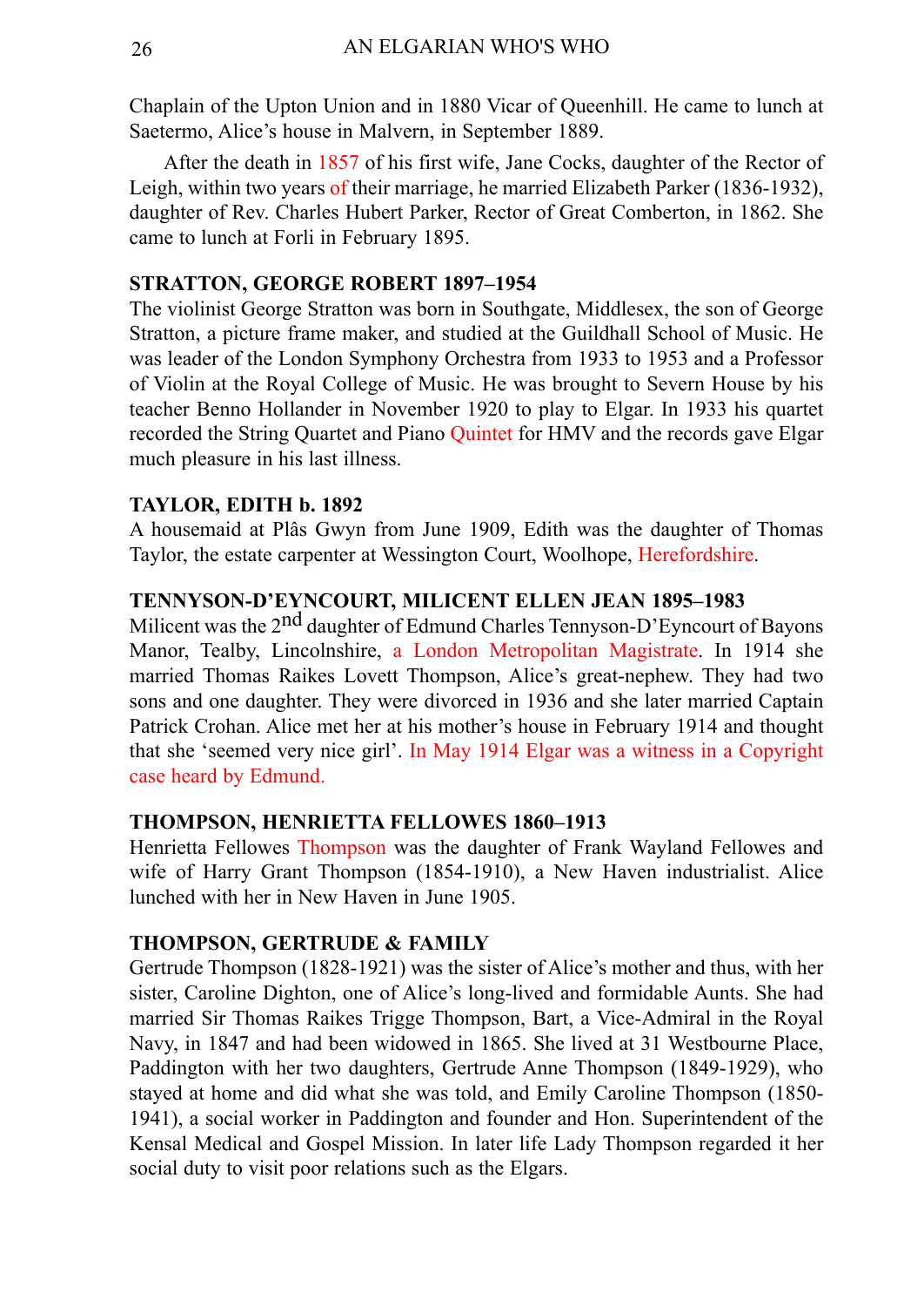Chaplain of the Upton Union and in 1880 Vicar of Queenhill. He came to lunch at Saetermo, Alice's house in Malvern, in September 1889.

After the death in 1857 of his first wife, Jane Cocks, daughter of the Rector of Leigh, within two years of their marriage, he married Elizabeth Parker (1836-1932), daughter of Rev. Charles Hubert Parker, Rector of Great Comberton, in 1862. She came to lunch at Forli in February 1895.

**STRATTON, GEORGE ROBERT 1897–1954**

The violinist George Stratton was born in Southgate, Middlesex, the son of George Stratton, a picture frame maker, and studied at the Guildhall School of Music. He was leader of the London Symphony Orchestra from 1933 to 1953 and a Professor of Violin at the Royal College of Music. He was brought to Severn House by his teacher Benno Hollander in November 1920 to play to Elgar. In 1933 his quartet recorded the String Quartet and Piano Quintet for HMV and the records gave Elgar much pleasure in his last illness.

**TAYLOR, EDITH b. 1892**

A housemaid at Plâs Gwyn from June 1909, Edith was the daughter of Thomas Taylor, the estate carpenter at Wessington Court, Woolhope, Herefordshire.

**TENNYSON-D'EYNCOURT, MILICENT ELLEN JEAN 1895–1983**

Milicent was the 2nd daughter of Edmund Charles Tennyson-D'Eyncourt of Bayons Manor, Tealby, Lincolnshire, a London Metropolitan Magistrate. In 1914 she married Thomas Raikes Lovett Thompson, Alice's great-nephew. They had two sons and one daughter. They were divorced in 1936 and she later married Captain Patrick Crohan. Alice met her at his mother's house in February 1914 and thought that she 'seemed very nice girl'. In May 1914 Elgar was a witness in a Copyright case heard by Edmund.

**THOMPSON, HENRIETTA FELLOWES 1860–1913**

Henrietta Fellowes Thompson was the daughter of Frank Wayland Fellowes and wife of Harry Grant Thompson (1854-1910), a New Haven industrialist. Alice lunched with her in New Haven in June 1905.

**THOMPSON, GERTRUDE & FAMILY**

Gertrude Thompson (1828-1921) was the sister of Alice's mother and thus, with her sister, Caroline Dighton, one of Alice's long-lived and formidable Aunts. She had married Sir Thomas Raikes Trigge Thompson, Bart, a Vice-Admiral in the Royal Navy, in 1847 and had been widowed in 1865. She lived at 31 Westbourne Place, Paddington with her two daughters, Gertrude Anne Thompson (1849-1929), who stayed at home and did what she was told, and Emily Caroline Thompson (1850-1941), a social worker in Paddington and founder and Hon. Superintendent of the Kensal Medical and Gospel Mission. In later life Lady Thompson regarded it her social duty to visit poor relations such as the Elgars.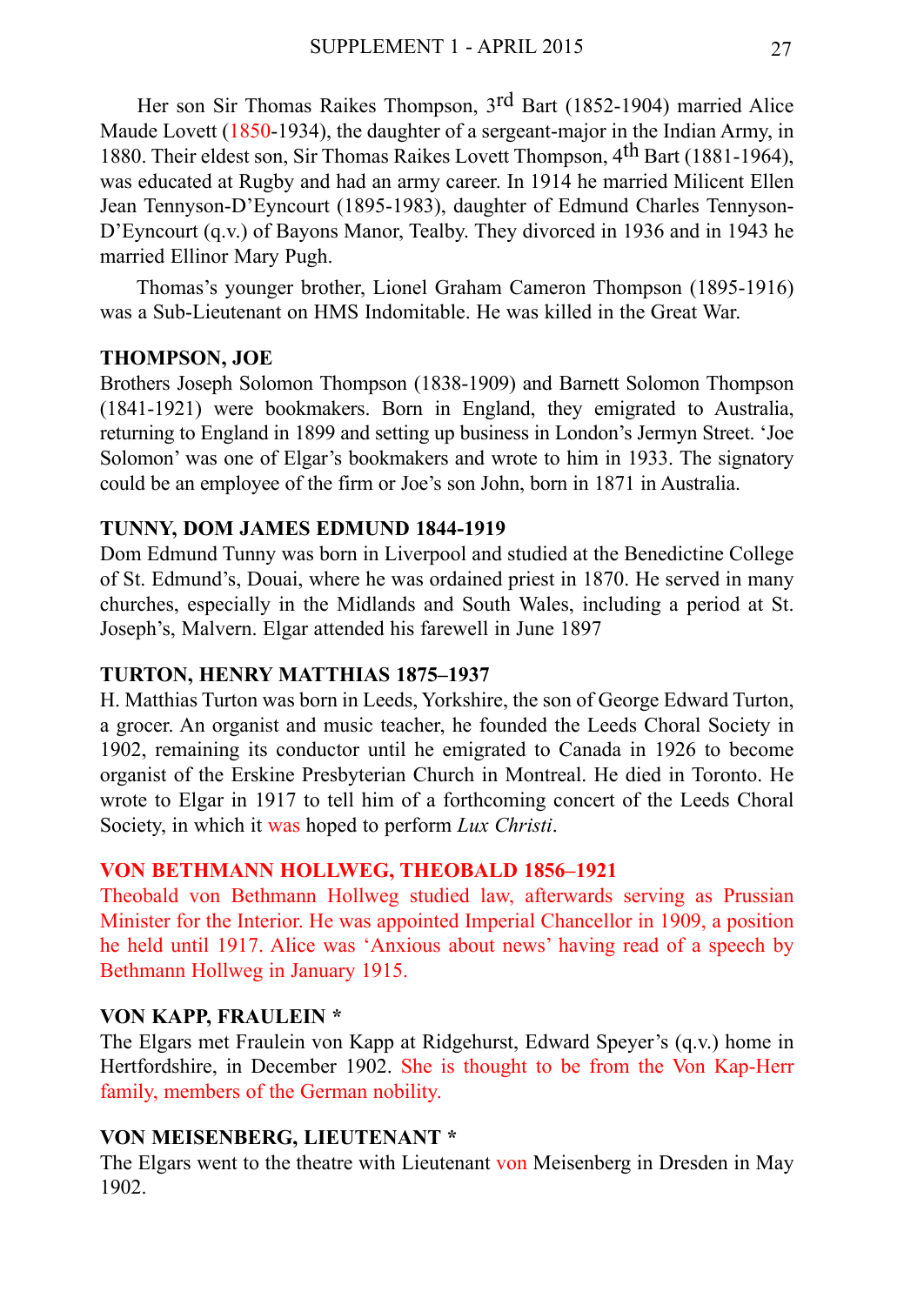Her son Sir Thomas Raikes Thompson, 3rd Bart (1852-1904) married Alice Maude Lovett (1850-1934), the daughter of a sergeant-major in the Indian Army, in 1880. Their eldest son, Sir Thomas Raikes Lovett Thompson, 4th Bart (1881-1964), was educated at Rugby and had an army career. In 1914 he married Milicent Ellen Jean Tennyson-D'Eyncourt (1895-1983), daughter of Edmund Charles Tennyson-D'Eyncourt (q.v.) of Bayons Manor, Tealby. They divorced in 1936 and in 1943 he married Ellinor Mary Pugh.

Thomas's younger brother, Lionel Graham Cameron Thompson (1895-1916) was a Sub-Lieutenant on HMS Indomitable. He was killed in the Great War.

**THOMPSON, JOE**

Brothers Joseph Solomon Thompson (1838-1909) and Barnett Solomon Thompson (1841-1921) were bookmakers. Born in England, they emigrated to Australia, returning to England in 1899 and setting up business in London's Jermyn Street. 'Joe Solomon' was one of Elgar's bookmakers and wrote to him in 1933. The signatory could be an employee of the firm or Joe's son John, born in 1871 in Australia.

**TUNNY, DOM JAMES EDMUND 1844-1919**

Dom Edmund Tunny was born in Liverpool and studied at the Benedictine College of St. Edmund's, Douai, where he was ordained priest in 1870. He served in many churches, especially in the Midlands and South Wales, including a period at St. Joseph's, Malvern. Elgar attended his farewell in June 1897

**TURTON, HENRY MATTHIAS 1875–1937**

H. Matthias Turton was born in Leeds, Yorkshire, the son of George Edward Turton, a grocer. An organist and music teacher, he founded the Leeds Choral Society in 1902, remaining its conductor until he emigrated to Canada in 1926 to become organist of the Erskine Presbyterian Church in Montreal. He died in Toronto. He wrote to Elgar in 1917 to tell him of a forthcoming concert of the Leeds Choral Society, in which it was hoped to perform *Lux Christi*.

**VON BETHMANN HOLLWEG, THEOBALD 1856–1921**

Theobald von Bethmann Hollweg studied law, afterwards serving as Prussian Minister for the Interior. He was appointed Imperial Chancellor in 1909, a position he held until 1917. Alice was 'Anxious about news' having read of a speech by Bethmann Hollweg in January 1915.

**VON KAPP, FRAULEIN ***

The Elgars met Fraulein von Kapp at Ridgehurst, Edward Speyer's (q.v.) home in Hertfordshire, in December 1902. She is thought to be from the Von Kap-Herr family, members of the German nobility.

**VON MEISENBERG, LIEUTENANT ***

The Elgars went to the theatre with Lieutenant von Meisenberg in Dresden in May 1902.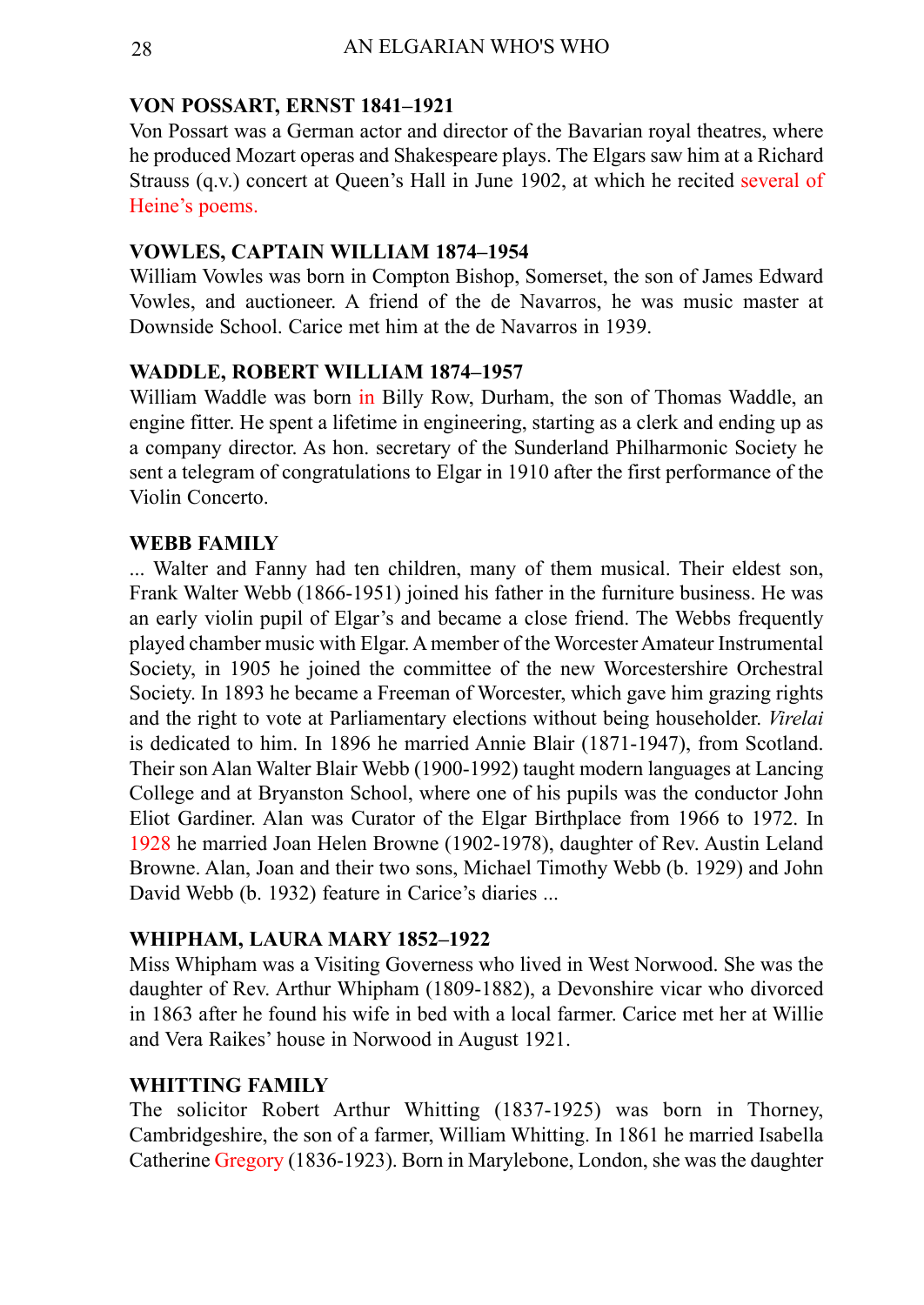**VON POSSART, ERNST 1841–1921**

Von Possart was a German actor and director of the Bavarian royal theatres, where he produced Mozart operas and Shakespeare plays. The Elgars saw him at a Richard Strauss (q.v.) concert at Queen's Hall in June 1902, at which he recited several of Heine's poems.

**VOWLES, CAPTAIN WILLIAM 1874–1954**

William Vowles was born in Compton Bishop, Somerset, the son of James Edward Vowles, and auctioneer. A friend of the de Navarros, he was music master at Downside School. Carice met him at the de Navarros in 1939.

**WADDLE, ROBERT WILLIAM 1874–1957**

William Waddle was born in Billy Row, Durham, the son of Thomas Waddle, an engine fitter. He spent a lifetime in engineering, starting as a clerk and ending up as a company director. As hon. secretary of the Sunderland Philharmonic Society he sent a telegram of congratulations to Elgar in 1910 after the first performance of the Violin Concerto.

**WEBB FAMILY**

... Walter and Fanny had ten children, many of them musical. Their eldest son, Frank Walter Webb (1866-1951) joined his father in the furniture business. He was an early violin pupil of Elgar's and became a close friend. The Webbs frequently played chamber music with Elgar. A member of the Worcester Amateur Instrumental Society, in 1905 he joined the committee of the new Worcestershire Orchestral Society. In 1893 he became a Freeman of Worcester, which gave him grazing rights and the right to vote at Parliamentary elections without being householder. *Virelai* is dedicated to him. In 1896 he married Annie Blair (1871-1947), from Scotland. Their son Alan Walter Blair Webb (1900-1992) taught modern languages at Lancing College and at Bryanston School, where one of his pupils was the conductor John Eliot Gardiner. Alan was Curator of the Elgar Birthplace from 1966 to 1972. In 1928 he married Joan Helen Browne (1902-1978), daughter of Rev. Austin Leland Browne. Alan, Joan and their two sons, Michael Timothy Webb (b. 1929) and John David Webb (b. 1932) feature in Carice's diaries ...

**WHIPHAM, LAURA MARY 1852–1922**

Miss Whipham was a Visiting Governess who lived in West Norwood. She was the daughter of Rev. Arthur Whipham (1809-1882), a Devonshire vicar who divorced in 1863 after he found his wife in bed with a local farmer. Carice met her at Willie and Vera Raikes' house in Norwood in August 1921.

**WHITTING FAMILY**

The solicitor Robert Arthur Whitting (1837-1925) was born in Thorney, Cambridgeshire, the son of a farmer, William Whitting. In 1861 he married Isabella Catherine Gregory (1836-1923). Born in Marylebone, London, she was the daughter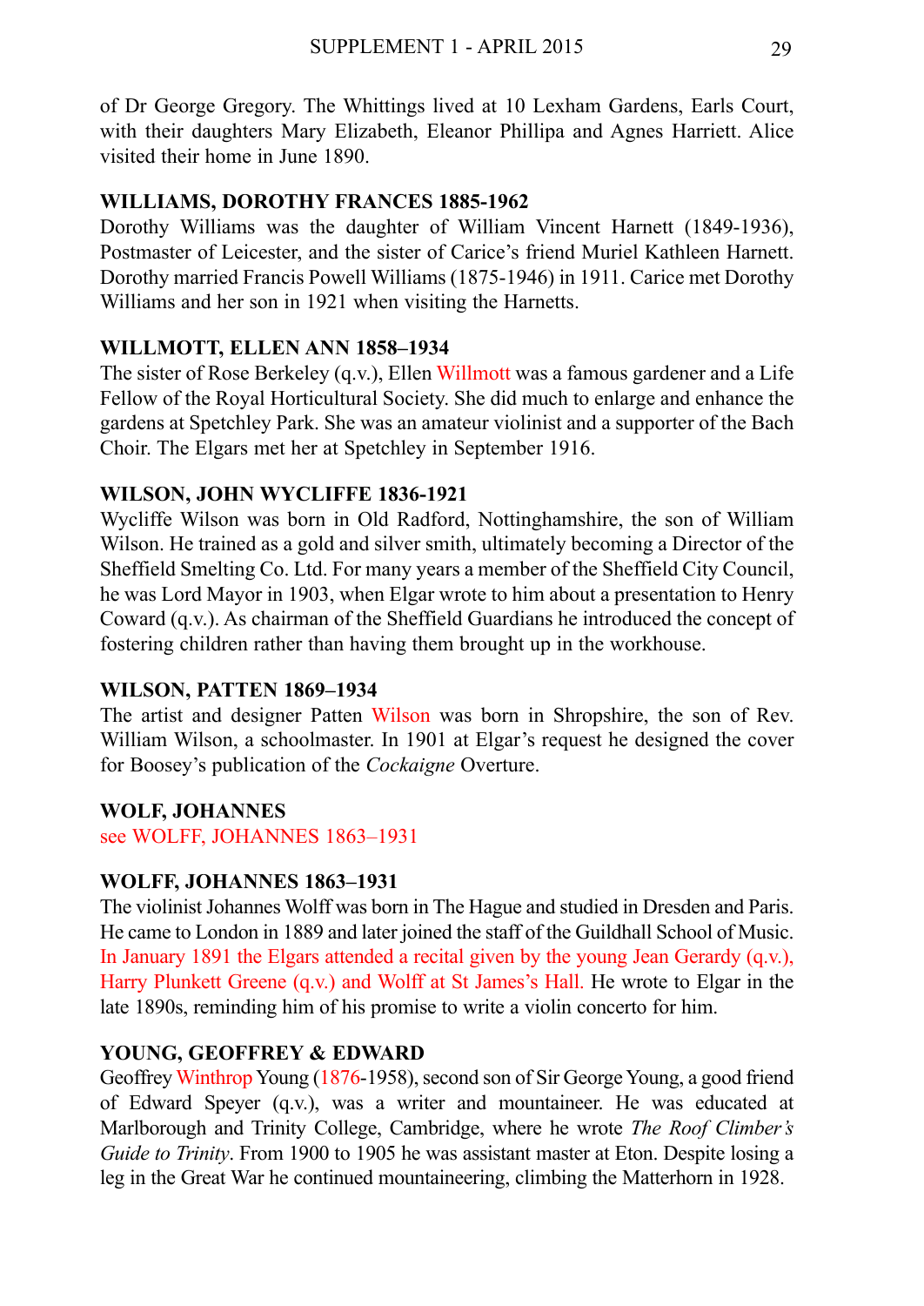of Dr George Gregory. The Whittings lived at 10 Lexham Gardens, Earls Court, with their daughters Mary Elizabeth, Eleanor Phillipa and Agnes Harriett. Alice visited their home in June 1890.

**WILLIAMS, DOROTHY FRANCES 1885-1962**

Dorothy Williams was the daughter of William Vincent Harnett (1849-1936), Postmaster of Leicester, and the sister of Carice's friend Muriel Kathleen Harnett. Dorothy married Francis Powell Williams (1875-1946) in 1911. Carice met Dorothy Williams and her son in 1921 when visiting the Harnetts.

**WILLMOTT, ELLEN ANN 1858–1934**

The sister of Rose Berkeley (q.v.), Ellen Willmott was a famous gardener and a Life Fellow of the Royal Horticultural Society. She did much to enlarge and enhance the gardens at Spetchley Park. She was an amateur violinist and a supporter of the Bach Choir. The Elgars met her at Spetchley in September 1916.

**WILSON, JOHN WYCLIFFE 1836-1921**

Wycliffe Wilson was born in Old Radford, Nottinghamshire, the son of William Wilson. He trained as a gold and silver smith, ultimately becoming a Director of the Sheffield Smelting Co. Ltd. For many years a member of the Sheffield City Council, he was Lord Mayor in 1903, when Elgar wrote to him about a presentation to Henry Coward (q.v.). As chairman of the Sheffield Guardians he introduced the concept of fostering children rather than having them brought up in the workhouse.

**WILSON, PATTEN 1869–1934**

The artist and designer Patten Wilson was born in Shropshire, the son of Rev. William Wilson, a schoolmaster. In 1901 at Elgar's request he designed the cover for Boosey's publication of the *Cockaigne* Overture.

**WOLF, JOHANNES**

see WOLFF, JOHANNES 1863–1931

**WOLFF, JOHANNES 1863–1931**

The violinist Johannes Wolff was born in The Hague and studied in Dresden and Paris. He came to London in 1889 and later joined the staff of the Guildhall School of Music. In January 1891 the Elgars attended a recital given by the young Jean Gerardy (q.v.), Harry Plunkett Greene (q.v.) and Wolff at St James's Hall. He wrote to Elgar in the late 1890s, reminding him of his promise to write a violin concerto for him.

**YOUNG, GEOFFREY & EDWARD**

Geoffrey Winthrop Young (1876-1958), second son of Sir George Young, a good friend of Edward Speyer (q.v.), was a writer and mountaineer. He was educated at Marlborough and Trinity College, Cambridge, where he wrote *The Roof Climber's Guide to Trinity*. From 1900 to 1905 he was assistant master at Eton. Despite losing a leg in the Great War he continued mountaineering, climbing the Matterhorn in 1928.